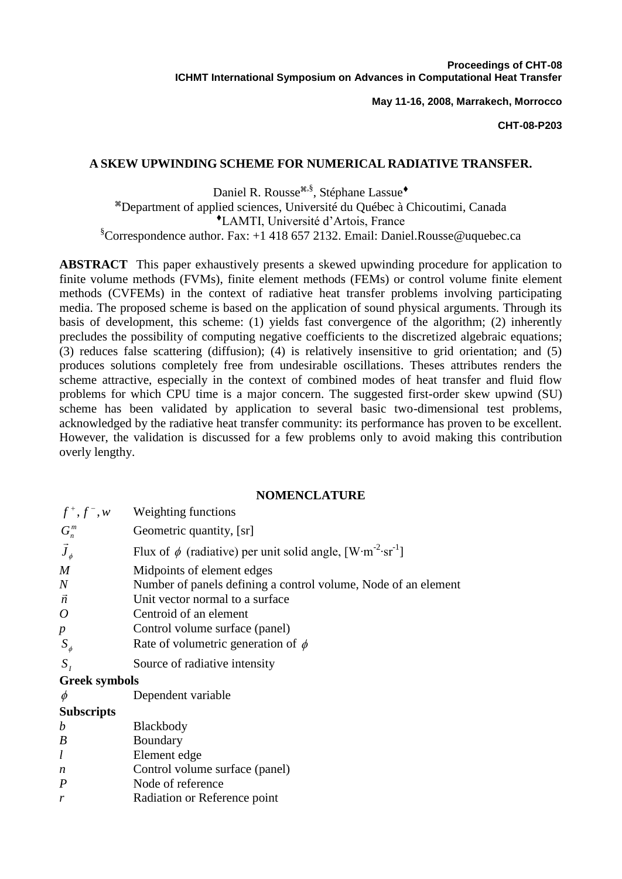**Proceedings of CHT-08**
**ICHMT International Symposium on Advances in Computational Heat Transfer**

**May 11-16, 2008, Marrakech, Morrocco**

**CHT-08-P203**

# A SKEW UPWINDING SCHEME FOR NUMERICAL RADIATIVE TRANSFER.

Daniel R. Rousse[⌘,§], Stéphane Lassue[♦]

[⌘]Department of applied sciences, Université du Québec à Chicoutimi, Canada

[♦]LAMTI, Université d'Artois, France

[§]Correspondence author. Fax: +1 418 657 2132. Email: Daniel.Rousse@uquebec.ca

**ABSTRACT** This paper exhaustively presents a skewed upwinding procedure for application to finite volume methods (FVMs), finite element methods (FEMs) or control volume finite element methods (CVFEMs) in the context of radiative heat transfer problems involving participating media. The proposed scheme is based on the application of sound physical arguments. Through its basis of development, this scheme: (1) yields fast convergence of the algorithm; (2) inherently precludes the possibility of computing negative coefficients to the discretized algebraic equations; (3) reduces false scattering (diffusion); (4) is relatively insensitive to grid orientation; and (5) produces solutions completely free from undesirable oscillations. Theses attributes renders the scheme attractive, especially in the context of combined modes of heat transfer and fluid flow problems for which CPU time is a major concern. The suggested first-order skew upwind (SU) scheme has been validated by application to several basic two-dimensional test problems, acknowledged by the radiative heat transfer community: its performance has proven to be excellent. However, the validation is discussed for a few problems only to avoid making this contribution overly lengthy.

## NOMENCLATURE

| | |
|---|---|
| $f^+, f^-, w$ | Weighting functions |
| $G_n^m$ | Geometric quantity, [sr] |
| $\vec{J}_\phi$ | Flux of $\phi$ (radiative) per unit solid angle, [W·m$^{-2}$·sr$^{-1}$] |
| $M$ | Midpoints of element edges |
| $N$ | Number of panels defining a control volume, Node of an element |
| $\vec{n}$ | Unit vector normal to a surface |
| $O$ | Centroid of an element |
| $p$ | Control volume surface (panel) |
| $S_\phi$ | Rate of volumetric generation of $\phi$ |
| $S_I$ | Source of radiative intensity |

**Greek symbols**

| | |
|---|---|
| $\phi$ | Dependent variable |

**Subscripts**

| | |
|---|---|
| $b$ | Blackbody |
| $B$ | Boundary |
| $l$ | Element edge |
| $n$ | Control volume surface (panel) |
| $P$ | Node of reference |
| $r$ | Radiation or Reference point |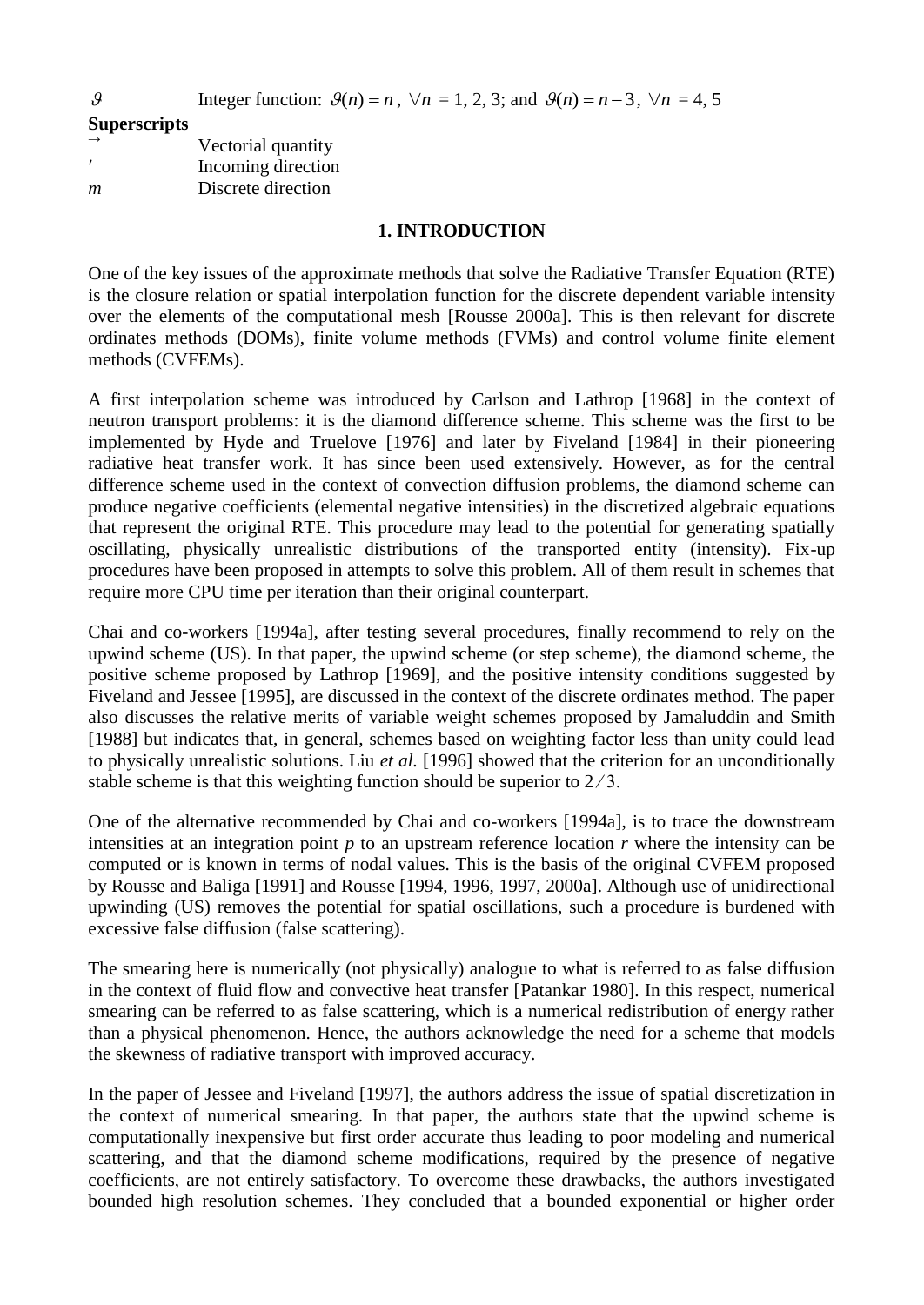$\vartheta$ Integer function: $\vartheta(n) = n$, $\forall n$ = 1, 2, 3; and $\vartheta(n) = n-3$, $\forall n$ = 4, 5

**Superscripts**

$\rightarrow$ Vectorial quantity

$'$ Incoming direction

$m$ Discrete direction

## 1. INTRODUCTION

One of the key issues of the approximate methods that solve the Radiative Transfer Equation (RTE) is the closure relation or spatial interpolation function for the discrete dependent variable intensity over the elements of the computational mesh [Rousse 2000a]. This is then relevant for discrete ordinates methods (DOMs), finite volume methods (FVMs) and control volume finite element methods (CVFEMs).

A first interpolation scheme was introduced by Carlson and Lathrop [1968] in the context of neutron transport problems: it is the diamond difference scheme. This scheme was the first to be implemented by Hyde and Truelove [1976] and later by Fiveland [1984] in their pioneering radiative heat transfer work. It has since been used extensively. However, as for the central difference scheme used in the context of convection diffusion problems, the diamond scheme can produce negative coefficients (elemental negative intensities) in the discretized algebraic equations that represent the original RTE. This procedure may lead to the potential for generating spatially oscillating, physically unrealistic distributions of the transported entity (intensity). Fix-up procedures have been proposed in attempts to solve this problem. All of them result in schemes that require more CPU time per iteration than their original counterpart.

Chai and co-workers [1994a], after testing several procedures, finally recommend to rely on the upwind scheme (US). In that paper, the upwind scheme (or step scheme), the diamond scheme, the positive scheme proposed by Lathrop [1969], and the positive intensity conditions suggested by Fiveland and Jessee [1995], are discussed in the context of the discrete ordinates method. The paper also discusses the relative merits of variable weight schemes proposed by Jamaluddin and Smith [1988] but indicates that, in general, schemes based on weighting factor less than unity could lead to physically unrealistic solutions. Liu *et al.* [1996] showed that the criterion for an unconditionally stable scheme is that this weighting function should be superior to $2/3$.

One of the alternative recommended by Chai and co-workers [1994a], is to trace the downstream intensities at an integration point $p$ to an upstream reference location $r$ where the intensity can be computed or is known in terms of nodal values. This is the basis of the original CVFEM proposed by Rousse and Baliga [1991] and Rousse [1994, 1996, 1997, 2000a]. Although use of unidirectional upwinding (US) removes the potential for spatial oscillations, such a procedure is burdened with excessive false diffusion (false scattering).

The smearing here is numerically (not physically) analogue to what is referred to as false diffusion in the context of fluid flow and convective heat transfer [Patankar 1980]. In this respect, numerical smearing can be referred to as false scattering, which is a numerical redistribution of energy rather than a physical phenomenon. Hence, the authors acknowledge the need for a scheme that models the skewness of radiative transport with improved accuracy.

In the paper of Jessee and Fiveland [1997], the authors address the issue of spatial discretization in the context of numerical smearing. In that paper, the authors state that the upwind scheme is computationally inexpensive but first order accurate thus leading to poor modeling and numerical scattering, and that the diamond scheme modifications, required by the presence of negative coefficients, are not entirely satisfactory. To overcome these drawbacks, the authors investigated bounded high resolution schemes. They concluded that a bounded exponential or higher order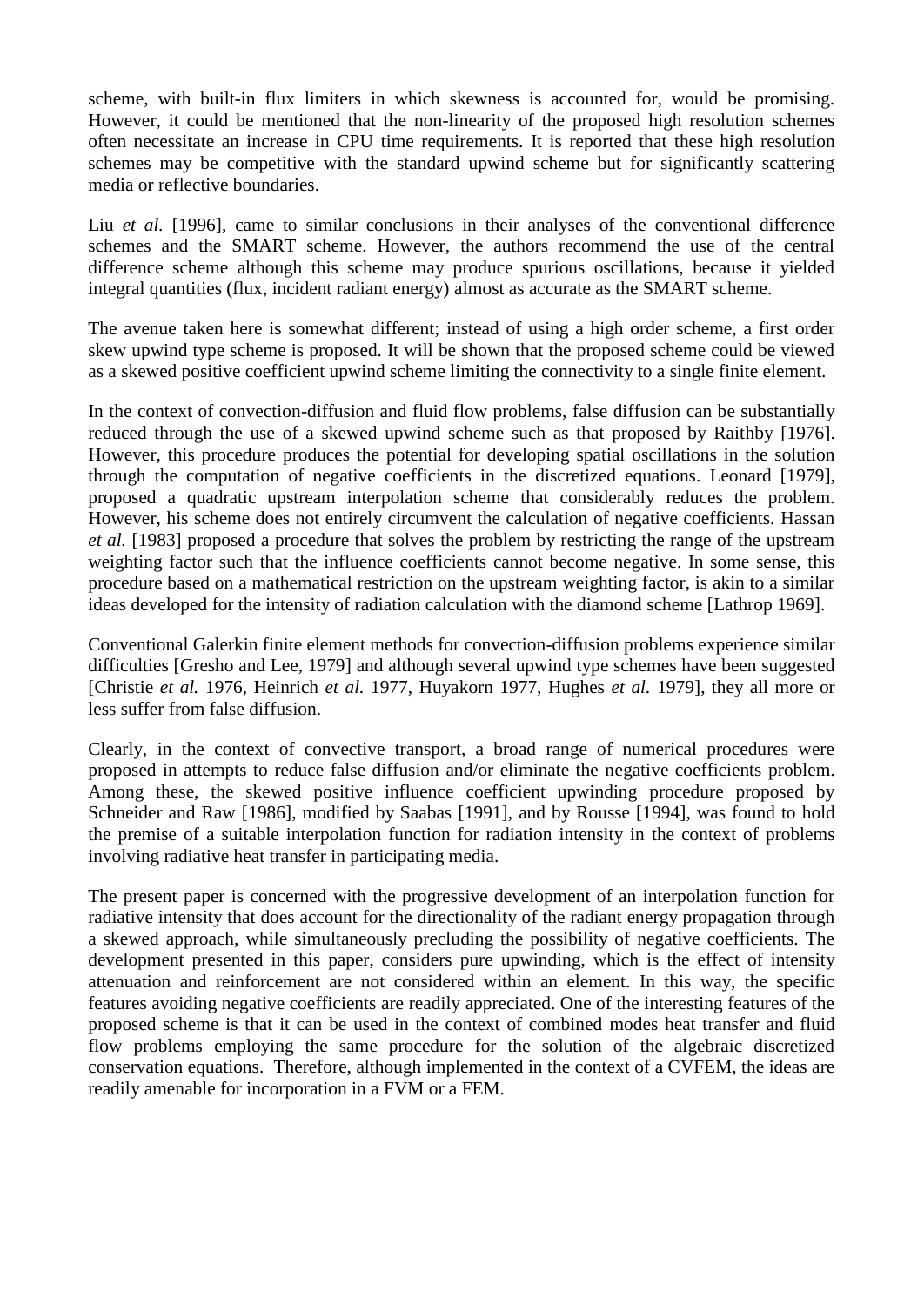scheme, with built-in flux limiters in which skewness is accounted for, would be promising. However, it could be mentioned that the non-linearity of the proposed high resolution schemes often necessitate an increase in CPU time requirements. It is reported that these high resolution schemes may be competitive with the standard upwind scheme but for significantly scattering media or reflective boundaries.

Liu *et al.* [1996], came to similar conclusions in their analyses of the conventional difference schemes and the SMART scheme. However, the authors recommend the use of the central difference scheme although this scheme may produce spurious oscillations, because it yielded integral quantities (flux, incident radiant energy) almost as accurate as the SMART scheme.

The avenue taken here is somewhat different; instead of using a high order scheme, a first order skew upwind type scheme is proposed. It will be shown that the proposed scheme could be viewed as a skewed positive coefficient upwind scheme limiting the connectivity to a single finite element.

In the context of convection-diffusion and fluid flow problems, false diffusion can be substantially reduced through the use of a skewed upwind scheme such as that proposed by Raithby [1976]. However, this procedure produces the potential for developing spatial oscillations in the solution through the computation of negative coefficients in the discretized equations. Leonard [1979], proposed a quadratic upstream interpolation scheme that considerably reduces the problem. However, his scheme does not entirely circumvent the calculation of negative coefficients. Hassan *et al.* [1983] proposed a procedure that solves the problem by restricting the range of the upstream weighting factor such that the influence coefficients cannot become negative. In some sense, this procedure based on a mathematical restriction on the upstream weighting factor, is akin to a similar ideas developed for the intensity of radiation calculation with the diamond scheme [Lathrop 1969].

Conventional Galerkin finite element methods for convection-diffusion problems experience similar difficulties [Gresho and Lee, 1979] and although several upwind type schemes have been suggested [Christie *et al.* 1976, Heinrich *et al.* 1977, Huyakorn 1977, Hughes *et al.* 1979], they all more or less suffer from false diffusion.

Clearly, in the context of convective transport, a broad range of numerical procedures were proposed in attempts to reduce false diffusion and/or eliminate the negative coefficients problem. Among these, the skewed positive influence coefficient upwinding procedure proposed by Schneider and Raw [1986], modified by Saabas [1991], and by Rousse [1994], was found to hold the premise of a suitable interpolation function for radiation intensity in the context of problems involving radiative heat transfer in participating media.

The present paper is concerned with the progressive development of an interpolation function for radiative intensity that does account for the directionality of the radiant energy propagation through a skewed approach, while simultaneously precluding the possibility of negative coefficients. The development presented in this paper, considers pure upwinding, which is the effect of intensity attenuation and reinforcement are not considered within an element. In this way, the specific features avoiding negative coefficients are readily appreciated. One of the interesting features of the proposed scheme is that it can be used in the context of combined modes heat transfer and fluid flow problems employing the same procedure for the solution of the algebraic discretized conservation equations. Therefore, although implemented in the context of a CVFEM, the ideas are readily amenable for incorporation in a FVM or a FEM.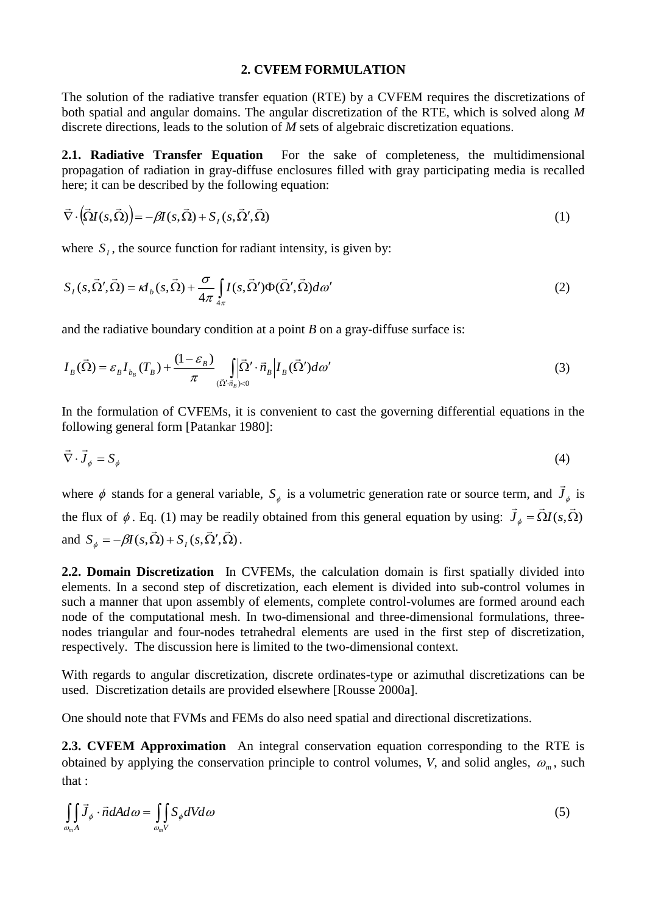## 2. CVFEM FORMULATION

The solution of the radiative transfer equation (RTE) by a CVFEM requires the discretizations of both spatial and angular domains. The angular discretization of the RTE, which is solved along *M* discrete directions, leads to the solution of *M* sets of algebraic discretization equations.

**2.1. Radiative Transfer Equation** For the sake of completeness, the multidimensional propagation of radiation in gray-diffuse enclosures filled with gray participating media is recalled here; it can be described by the following equation:

$$\vec{\nabla} \cdot \left(\vec{\Omega} I(s, \vec{\Omega})\right) = -\beta I(s, \vec{\Omega}) + S_I(s, \vec{\Omega}', \vec{\Omega}) \tag{1}$$

where $S_I$, the source function for radiant intensity, is given by:

$$S_I(s, \vec{\Omega}', \vec{\Omega}) = \kappa I_b(s, \vec{\Omega}) + \frac{\sigma}{4\pi} \int_{4\pi} I(s, \vec{\Omega}') \Phi(\vec{\Omega}', \vec{\Omega}) d\omega' \tag{2}$$

and the radiative boundary condition at a point *B* on a gray-diffuse surface is:

$$I_B(\vec{\Omega}) = \varepsilon_B I_{b_B}(T_B) + \frac{(1-\varepsilon_B)}{\pi} \int_{(\vec{\Omega}' \cdot \vec{n}_B) < 0} \left| \vec{\Omega}' \cdot \vec{n}_B \right| I_B(\vec{\Omega}') d\omega' \tag{3}$$

In the formulation of CVFEMs, it is convenient to cast the governing differential equations in the following general form [Patankar 1980]:

$$\vec{\nabla} \cdot \vec{J}_\phi = S_\phi \tag{4}$$

where $\phi$ stands for a general variable, $S_\phi$ is a volumetric generation rate or source term, and $\vec{J}_\phi$ is the flux of $\phi$. Eq. (1) may be readily obtained from this general equation by using: $\vec{J}_\phi = \vec{\Omega} I(s, \vec{\Omega})$ and $S_\phi = -\beta I(s, \vec{\Omega}) + S_I(s, \vec{\Omega}', \vec{\Omega})$.

**2.2. Domain Discretization** In CVFEMs, the calculation domain is first spatially divided into elements. In a second step of discretization, each element is divided into sub-control volumes in such a manner that upon assembly of elements, complete control-volumes are formed around each node of the computational mesh. In two-dimensional and three-dimensional formulations, three-nodes triangular and four-nodes tetrahedral elements are used in the first step of discretization, respectively. The discussion here is limited to the two-dimensional context.

With regards to angular discretization, discrete ordinates-type or azimuthal discretizations can be used. Discretization details are provided elsewhere [Rousse 2000a].

One should note that FVMs and FEMs do also need spatial and directional discretizations.

**2.3. CVFEM Approximation** An integral conservation equation corresponding to the RTE is obtained by applying the conservation principle to control volumes, *V*, and solid angles, $\omega_m$, such that :

$$\int_{\omega_m} \int_{A} \vec{J}_\phi \cdot \vec{n} dA d\omega = \int_{\omega_m} \int_{V} S_\phi dV d\omega \tag{5}$$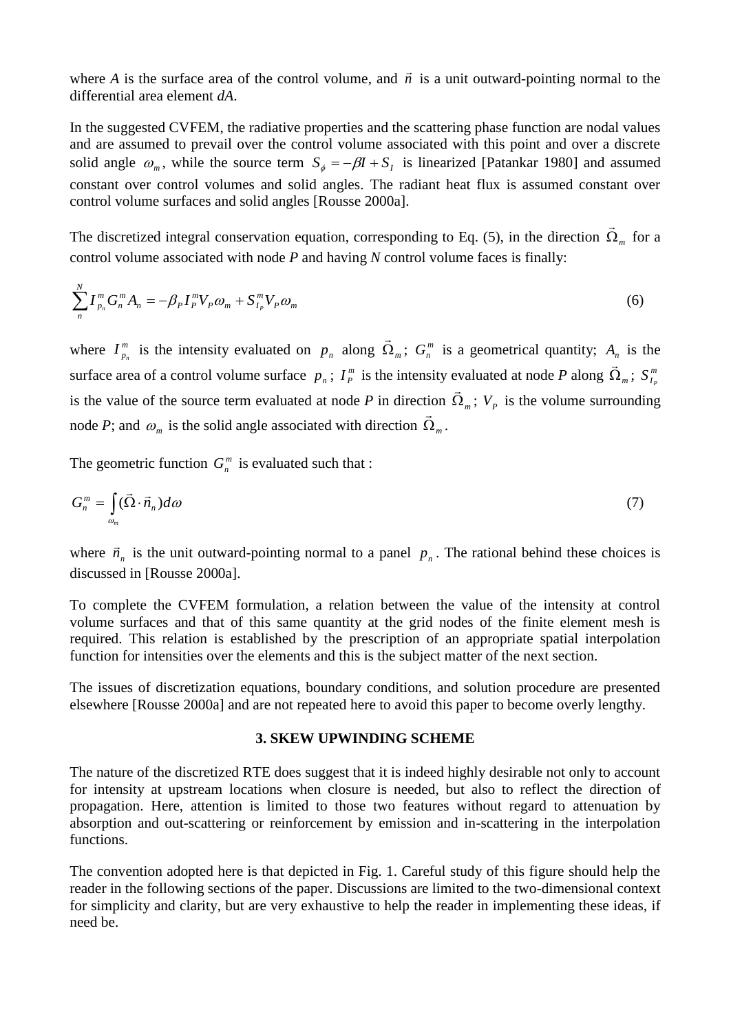where $A$ is the surface area of the control volume, and $\vec{n}$ is a unit outward-pointing normal to the differential area element $dA$.

In the suggested CVFEM, the radiative properties and the scattering phase function are nodal values and are assumed to prevail over the control volume associated with this point and over a discrete solid angle $\omega_m$, while the source term $S_\phi = -\beta I + S_I$ is linearized [Patankar 1980] and assumed constant over control volumes and solid angles. The radiant heat flux is assumed constant over control volume surfaces and solid angles [Rousse 2000a].

The discretized integral conservation equation, corresponding to Eq. (5), in the direction $\vec{\Omega}_m$ for a control volume associated with node $P$ and having $N$ control volume faces is finally:

$$\sum_{n}^{N} I_{p_n}^m G_n^m A_n = -\beta_P I_P^m V_P \omega_m + S_{I_P}^m V_P \omega_m \tag{6}$$

where $I_{p_n}^m$ is the intensity evaluated on $p_n$ along $\vec{\Omega}_m$; $G_n^m$ is a geometrical quantity; $A_n$ is the surface area of a control volume surface $p_n$; $I_P^m$ is the intensity evaluated at node $P$ along $\vec{\Omega}_m$; $S_{I_P}^m$ is the value of the source term evaluated at node $P$ in direction $\vec{\Omega}_m$; $V_P$ is the volume surrounding node $P$; and $\omega_m$ is the solid angle associated with direction $\vec{\Omega}_m$.

The geometric function $G_n^m$ is evaluated such that :

$$G_n^m = \int_{\omega_m} (\vec{\Omega} \cdot \vec{n}_n) d\omega \tag{7}$$

where $\vec{n}_n$ is the unit outward-pointing normal to a panel $p_n$. The rational behind these choices is discussed in [Rousse 2000a].

To complete the CVFEM formulation, a relation between the value of the intensity at control volume surfaces and that of this same quantity at the grid nodes of the finite element mesh is required. This relation is established by the prescription of an appropriate spatial interpolation function for intensities over the elements and this is the subject matter of the next section.

The issues of discretization equations, boundary conditions, and solution procedure are presented elsewhere [Rousse 2000a] and are not repeated here to avoid this paper to become overly lengthy.

## 3. SKEW UPWINDING SCHEME

The nature of the discretized RTE does suggest that it is indeed highly desirable not only to account for intensity at upstream locations when closure is needed, but also to reflect the direction of propagation. Here, attention is limited to those two features without regard to attenuation by absorption and out-scattering or reinforcement by emission and in-scattering in the interpolation functions.

The convention adopted here is that depicted in Fig. 1. Careful study of this figure should help the reader in the following sections of the paper. Discussions are limited to the two-dimensional context for simplicity and clarity, but are very exhaustive to help the reader in implementing these ideas, if need be.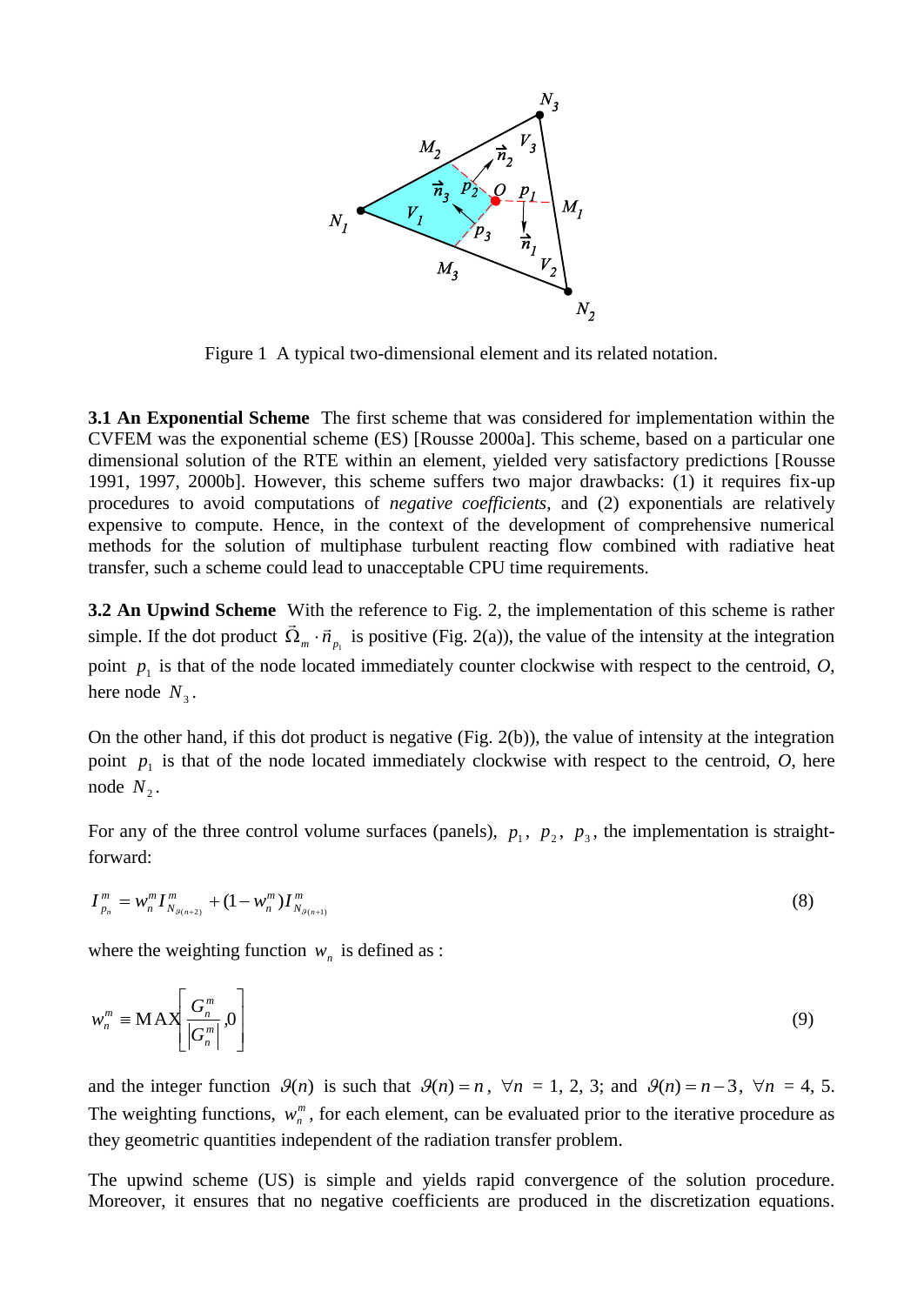Figure 1  A typical two-dimensional element and its related notation.

**3.1 An Exponential Scheme**  The first scheme that was considered for implementation within the CVFEM was the exponential scheme (ES) [Rousse 2000a]. This scheme, based on a particular one dimensional solution of the RTE within an element, yielded very satisfactory predictions [Rousse 1991, 1997, 2000b]. However, this scheme suffers two major drawbacks: (1) it requires fix-up procedures to avoid computations of *negative coefficients*, and (2) exponentials are relatively expensive to compute. Hence, in the context of the development of comprehensive numerical methods for the solution of multiphase turbulent reacting flow combined with radiative heat transfer, such a scheme could lead to unacceptable CPU time requirements.

**3.2 An Upwind Scheme**  With the reference to Fig. 2, the implementation of this scheme is rather simple. If the dot product $\vec{\Omega}_m \cdot \vec{n}_{p_1}$ is positive (Fig. 2(a)), the value of the intensity at the integration point $p_1$ is that of the node located immediately counter clockwise with respect to the centroid, *O*, here node $N_3$.

On the other hand, if this dot product is negative (Fig. 2(b)), the value of intensity at the integration point $p_1$ is that of the node located immediately clockwise with respect to the centroid, *O*, here node $N_2$.

For any of the three control volume surfaces (panels), $p_1$, $p_2$, $p_3$, the implementation is straight-forward:

$$I_{p_n}^m = w_n^m I_{N_{\vartheta(n+2)}}^m + (1 - w_n^m) I_{N_{\vartheta(n+1)}}^m \tag{8}$$

where the weighting function $w_n$ is defined as :

$$w_n^m \equiv \text{MAX}\left[\frac{G_n^m}{\left|G_n^m\right|}, 0\right] \tag{9}$$

and the integer function $\vartheta(n)$ is such that $\vartheta(n) = n$, $\forall n$ = 1, 2, 3; and $\vartheta(n) = n - 3$, $\forall n$ = 4, 5. The weighting functions, $w_n^m$, for each element, can be evaluated prior to the iterative procedure as they geometric quantities independent of the radiation transfer problem.

The upwind scheme (US) is simple and yields rapid convergence of the solution procedure. Moreover, it ensures that no negative coefficients are produced in the discretization equations.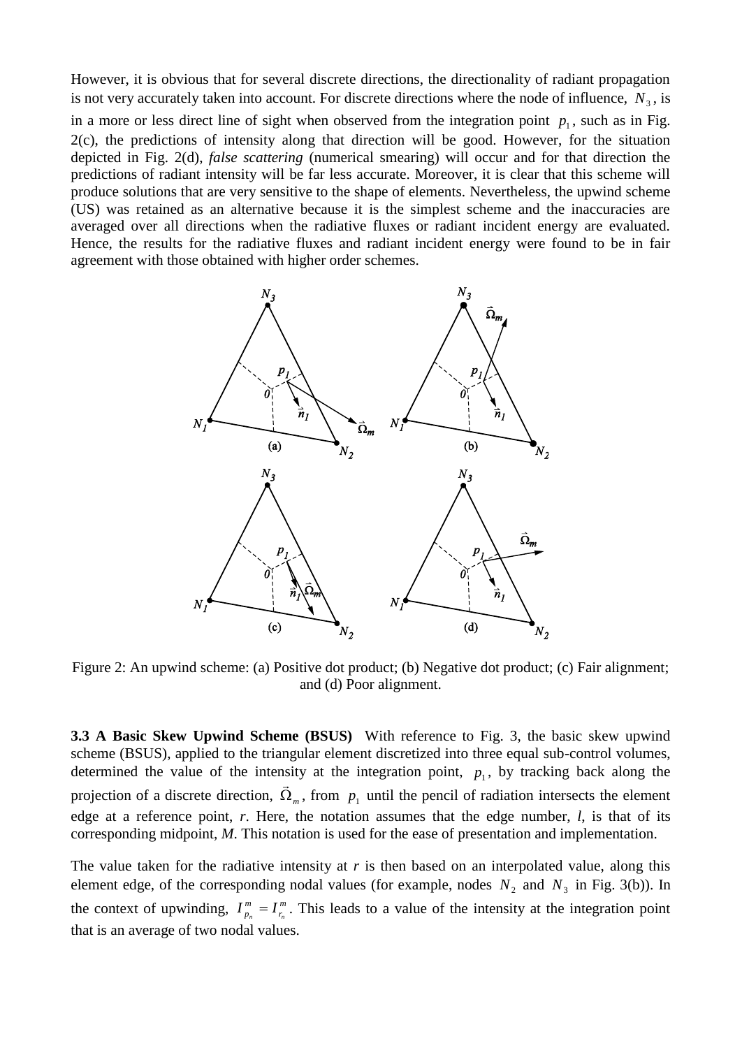However, it is obvious that for several discrete directions, the directionality of radiant propagation is not very accurately taken into account. For discrete directions where the node of influence, $N_3$, is in a more or less direct line of sight when observed from the integration point $p_1$, such as in Fig. 2(c), the predictions of intensity along that direction will be good. However, for the situation depicted in Fig. 2(d), *false scattering* (numerical smearing) will occur and for that direction the predictions of radiant intensity will be far less accurate. Moreover, it is clear that this scheme will produce solutions that are very sensitive to the shape of elements. Nevertheless, the upwind scheme (US) was retained as an alternative because it is the simplest scheme and the inaccuracies are averaged over all directions when the radiative fluxes or radiant incident energy are evaluated. Hence, the results for the radiative fluxes and radiant incident energy were found to be in fair agreement with those obtained with higher order schemes.

Figure 2: An upwind scheme: (a) Positive dot product; (b) Negative dot product; (c) Fair alignment; and (d) Poor alignment.

**3.3 A Basic Skew Upwind Scheme (BSUS)** With reference to Fig. 3, the basic skew upwind scheme (BSUS), applied to the triangular element discretized into three equal sub-control volumes, determined the value of the intensity at the integration point, $p_1$, by tracking back along the projection of a discrete direction, $\vec{\Omega}_m$, from $p_1$ until the pencil of radiation intersects the element edge at a reference point, *r*. Here, the notation assumes that the edge number, *l*, is that of its corresponding midpoint, *M*. This notation is used for the ease of presentation and implementation.

The value taken for the radiative intensity at *r* is then based on an interpolated value, along this element edge, of the corresponding nodal values (for example, nodes $N_2$ and $N_3$ in Fig. 3(b)). In the context of upwinding, $I_{p_n}^m = I_{r_n}^m$. This leads to a value of the intensity at the integration point that is an average of two nodal values.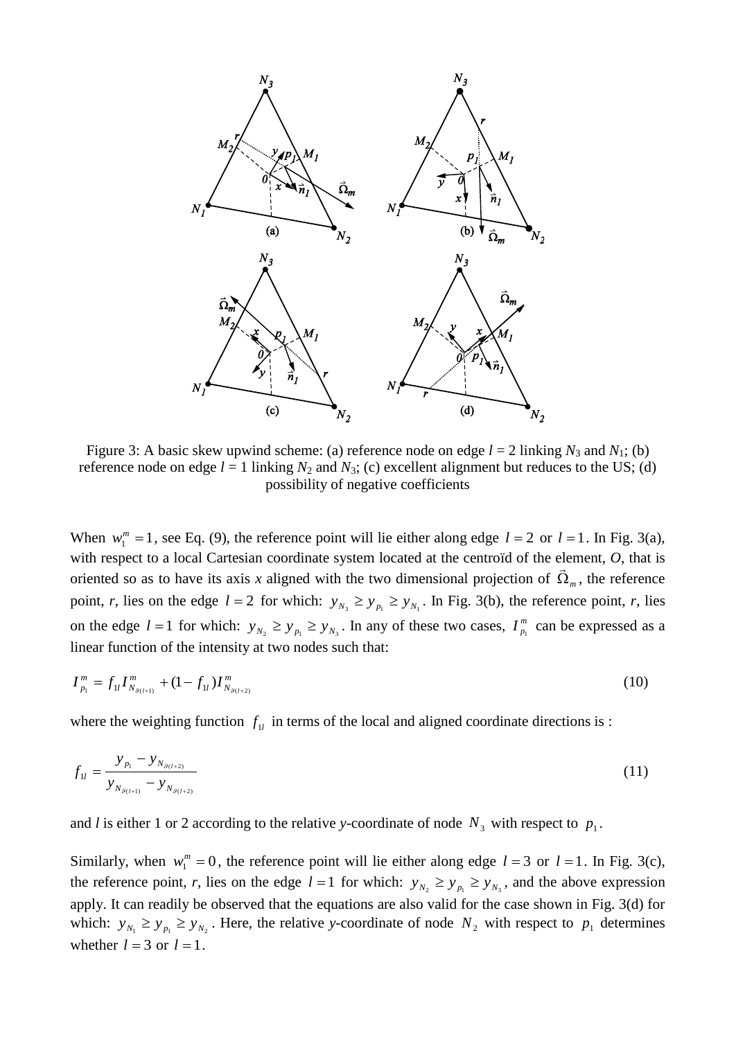Figure 3: A basic skew upwind scheme: (a) reference node on edge $l = 2$ linking $N_3$ and $N_1$; (b) reference node on edge $l = 1$ linking $N_2$ and $N_3$; (c) excellent alignment but reduces to the US; (d) possibility of negative coefficients

When $w_1^m = 1$, see Eq. (9), the reference point will lie either along edge $l = 2$ or $l = 1$. In Fig. 3(a), with respect to a local Cartesian coordinate system located at the centroïd of the element, *O*, that is oriented so as to have its axis *x* aligned with the two dimensional projection of $\vec{\Omega}_m$, the reference point, *r*, lies on the edge $l = 2$ for which: $y_{N_3} \geq y_{p_1} \geq y_{N_1}$. In Fig. 3(b), the reference point, *r*, lies on the edge $l = 1$ for which: $y_{N_2} \geq y_{p_1} \geq y_{N_3}$. In any of these two cases, $I_{p_1}^m$ can be expressed as a linear function of the intensity at two nodes such that:

$$I_{p_1}^m = f_{1l} I_{N_{\vartheta(l+1)}}^m + (1 - f_{1l}) I_{N_{\vartheta(l+2)}}^m \tag{10}$$

where the weighting function $f_{1l}$ in terms of the local and aligned coordinate directions is :

$$f_{1l} = \frac{y_{p_1} - y_{N_{\vartheta(l+2)}}}{y_{N_{\vartheta(l+1)}} - y_{N_{\vartheta(l+2)}}} \tag{11}$$

and *l* is either 1 or 2 according to the relative *y*-coordinate of node $N_3$ with respect to $p_1$.

Similarly, when $w_1^m = 0$, the reference point will lie either along edge $l = 3$ or $l = 1$. In Fig. 3(c), the reference point, *r*, lies on the edge $l = 1$ for which: $y_{N_2} \geq y_{p_1} \geq y_{N_3}$, and the above expression apply. It can readily be observed that the equations are also valid for the case shown in Fig. 3(d) for which: $y_{N_1} \geq y_{p_1} \geq y_{N_2}$. Here, the relative *y*-coordinate of node $N_2$ with respect to $p_1$ determines whether $l = 3$ or $l = 1$.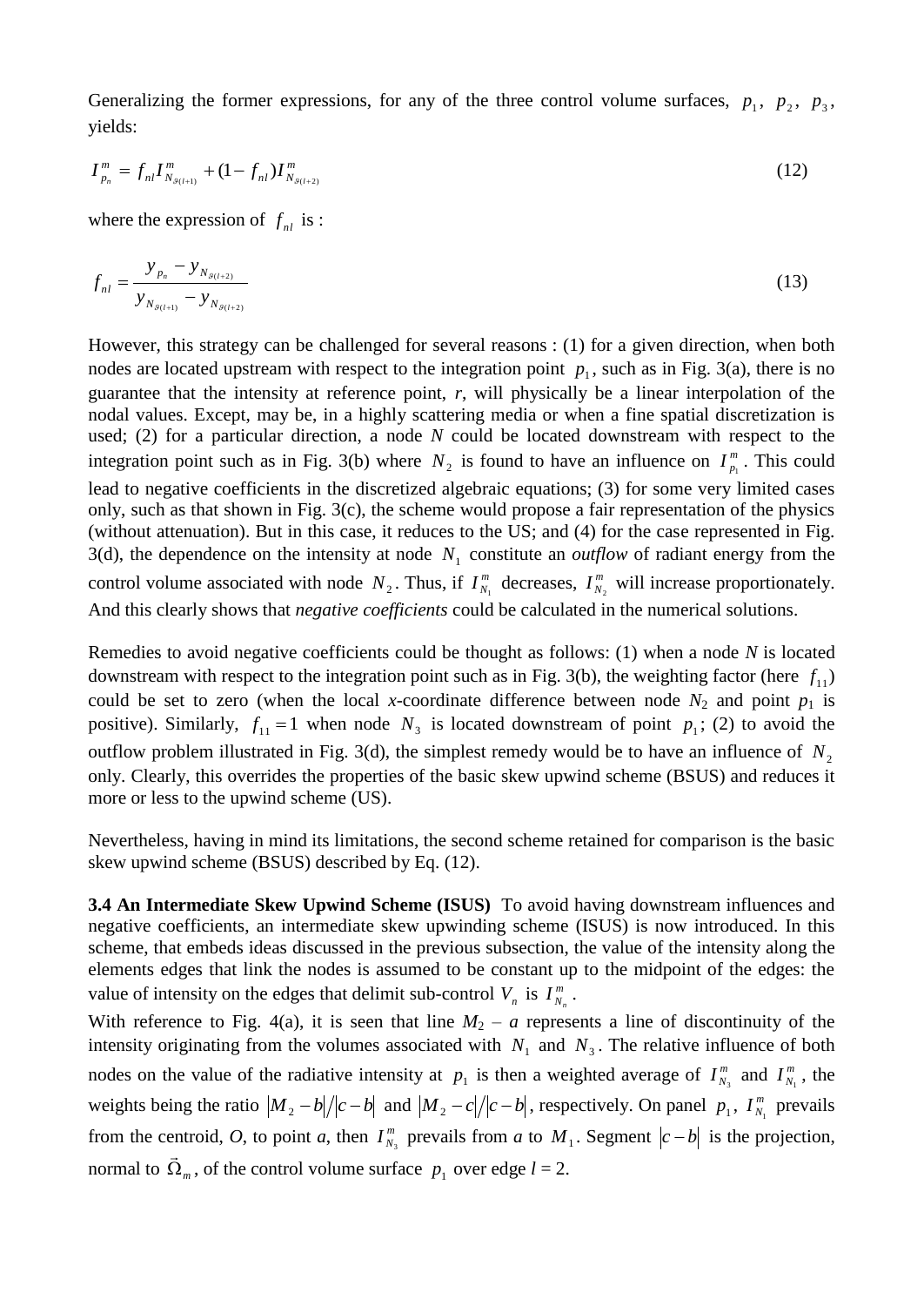Generalizing the former expressions, for any of the three control volume surfaces, $p_1$, $p_2$, $p_3$, yields:

$$I_{p_n}^m = f_{nl} I_{N_{\vartheta(l+1)}}^m + (1 - f_{nl}) I_{N_{\vartheta(l+2)}}^m \tag{12}$$

where the expression of $f_{nl}$ is :

$$f_{nl} = \frac{y_{p_n} - y_{N_{\vartheta(l+2)}}}{y_{N_{\vartheta(l+1)}} - y_{N_{\vartheta(l+2)}}} \tag{13}$$

However, this strategy can be challenged for several reasons : (1) for a given direction, when both nodes are located upstream with respect to the integration point $p_1$, such as in Fig. 3(a), there is no guarantee that the intensity at reference point, *r*, will physically be a linear interpolation of the nodal values. Except, may be, in a highly scattering media or when a fine spatial discretization is used; (2) for a particular direction, a node *N* could be located downstream with respect to the integration point such as in Fig. 3(b) where $N_2$ is found to have an influence on $I_{p_1}^m$. This could lead to negative coefficients in the discretized algebraic equations; (3) for some very limited cases only, such as that shown in Fig. 3(c), the scheme would propose a fair representation of the physics (without attenuation). But in this case, it reduces to the US; and (4) for the case represented in Fig. 3(d), the dependence on the intensity at node $N_1$ constitute an *outflow* of radiant energy from the control volume associated with node $N_2$. Thus, if $I_{N_1}^m$ decreases, $I_{N_2}^m$ will increase proportionately. And this clearly shows that *negative coefficients* could be calculated in the numerical solutions.

Remedies to avoid negative coefficients could be thought as follows: (1) when a node *N* is located downstream with respect to the integration point such as in Fig. 3(b), the weighting factor (here $f_{11}$) could be set to zero (when the local *x*-coordinate difference between node $N_2$ and point $p_1$ is positive). Similarly, $f_{11} = 1$ when node $N_3$ is located downstream of point $p_1$; (2) to avoid the outflow problem illustrated in Fig. 3(d), the simplest remedy would be to have an influence of $N_2$ only. Clearly, this overrides the properties of the basic skew upwind scheme (BSUS) and reduces it more or less to the upwind scheme (US).

Nevertheless, having in mind its limitations, the second scheme retained for comparison is the basic skew upwind scheme (BSUS) described by Eq. (12).

**3.4 An Intermediate Skew Upwind Scheme (ISUS)** To avoid having downstream influences and negative coefficients, an intermediate skew upwinding scheme (ISUS) is now introduced. In this scheme, that embeds ideas discussed in the previous subsection, the value of the intensity along the elements edges that link the nodes is assumed to be constant up to the midpoint of the edges: the value of intensity on the edges that delimit sub-control $V_n$ is $I_{N_n}^m$.

With reference to Fig. 4(a), it is seen that line $M_2$ – *a* represents a line of discontinuity of the intensity originating from the volumes associated with $N_1$ and $N_3$. The relative influence of both nodes on the value of the radiative intensity at $p_1$ is then a weighted average of $I_{N_3}^m$ and $I_{N_1}^m$, the weights being the ratio $|M_2 - b|/|c - b|$ and $|M_2 - c|/|c - b|$, respectively. On panel $p_1$, $I_{N_1}^m$ prevails from the centroid, *O*, to point *a*, then $I_{N_3}^m$ prevails from *a* to $M_1$. Segment $|c - b|$ is the projection, normal to $\vec{\Omega}_m$, of the control volume surface $p_1$ over edge $l = 2$.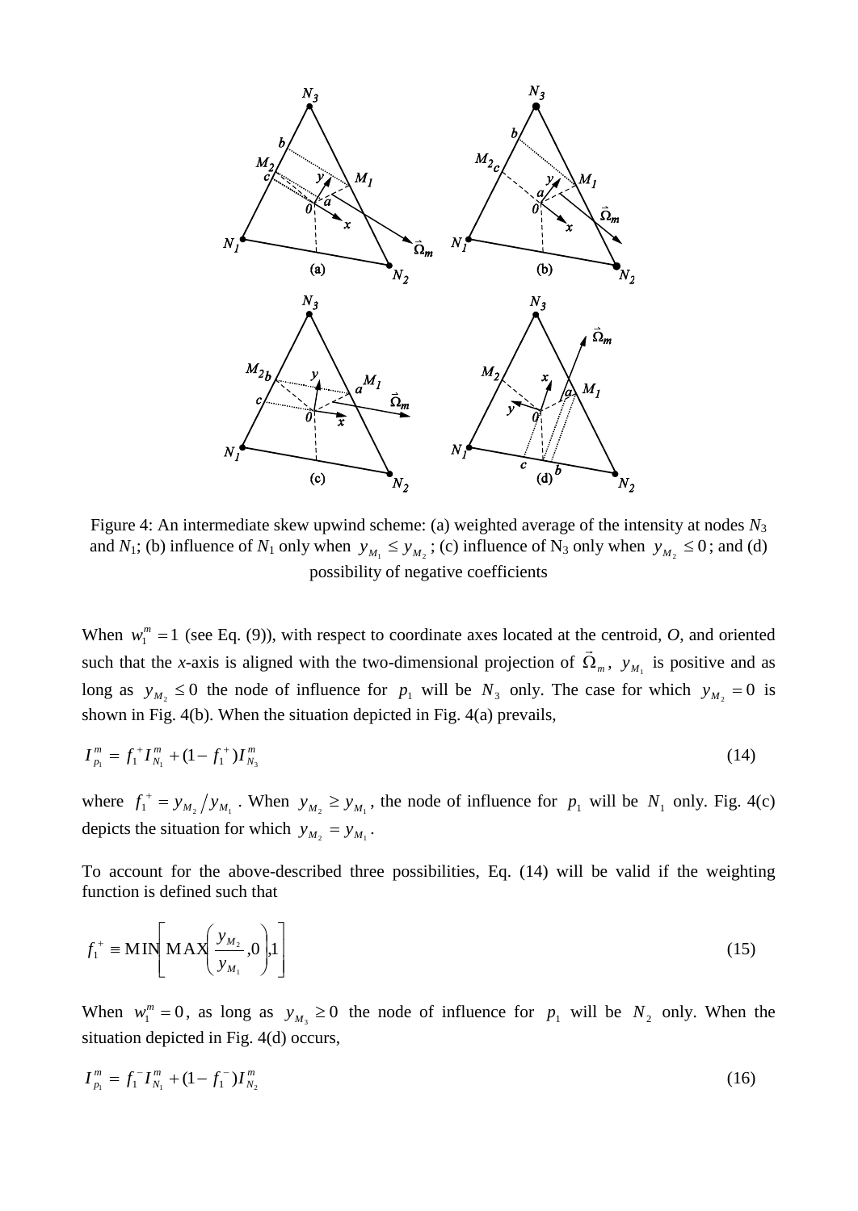Figure 4: An intermediate skew upwind scheme: (a) weighted average of the intensity at nodes $N_3$ and $N_1$; (b) influence of $N_1$ only when $y_{M_1} \le y_{M_2}$; (c) influence of $N_3$ only when $y_{M_2} \le 0$; and (d) possibility of negative coefficients

When $w_1^m = 1$ (see Eq. (9)), with respect to coordinate axes located at the centroid, *O*, and oriented such that the *x*-axis is aligned with the two-dimensional projection of $\vec{\Omega}_m$, $y_{M_1}$ is positive and as long as $y_{M_2} \le 0$ the node of influence for $p_1$ will be $N_3$ only. The case for which $y_{M_2} = 0$ is shown in Fig. 4(b). When the situation depicted in Fig. 4(a) prevails,

$$I_{p_1}^m = f_1^+ I_{N_1}^m + (1 - f_1^+) I_{N_3}^m \tag{14}$$

where $f_1^+ = y_{M_2} / y_{M_1}$. When $y_{M_2} \ge y_{M_1}$, the node of influence for $p_1$ will be $N_1$ only. Fig. 4(c) depicts the situation for which $y_{M_2} = y_{M_1}$.

To account for the above-described three possibilities, Eq. (14) will be valid if the weighting function is defined such that

$$f_1^+ \equiv \mathrm{MIN}\left[\mathrm{MAX}\left(\frac{y_{M_2}}{y_{M_1}}, 0\right), 1\right] \tag{15}$$

When $w_1^m = 0$, as long as $y_{M_3} \ge 0$ the node of influence for $p_1$ will be $N_2$ only. When the situation depicted in Fig. 4(d) occurs,

$$I_{p_1}^m = f_1^- I_{N_1}^m + (1 - f_1^-) I_{N_2}^m \tag{16}$$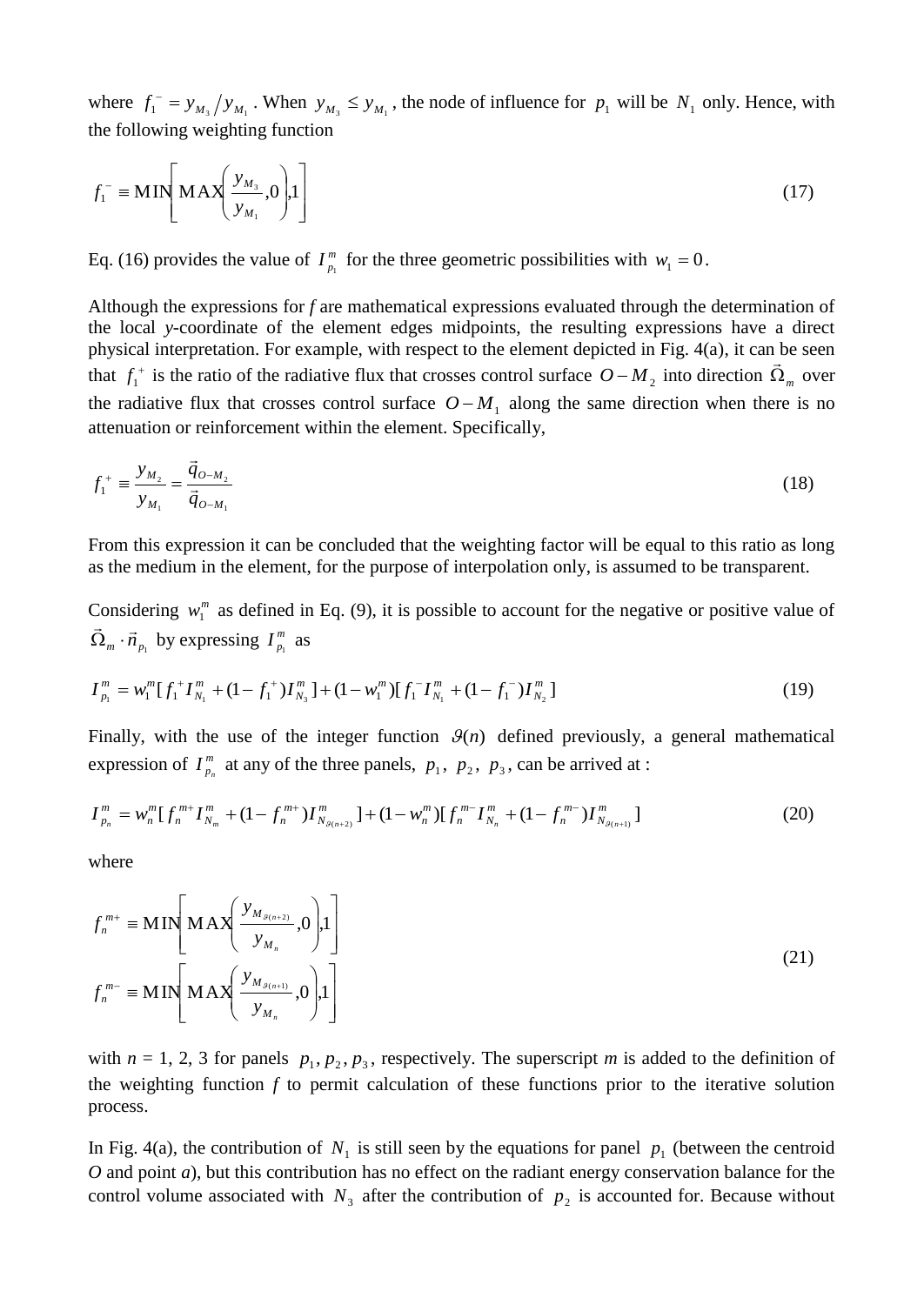where $f_1^- = y_{M_3} / y_{M_1}$. When $y_{M_3} \leq y_{M_1}$, the node of influence for $p_1$ will be $N_1$ only. Hence, with the following weighting function

$$f_1^- \equiv \mathrm{MIN}\left[\mathrm{MAX}\left(\frac{y_{M_3}}{y_{M_1}}, 0\right), 1\right] \tag{17}$$

Eq. (16) provides the value of $I_{p_1}^m$ for the three geometric possibilities with $w_1 = 0$.

Although the expressions for *f* are mathematical expressions evaluated through the determination of the local *y*-coordinate of the element edges midpoints, the resulting expressions have a direct physical interpretation. For example, with respect to the element depicted in Fig. 4(a), it can be seen that $f_1^+$ is the ratio of the radiative flux that crosses control surface $O - M_2$ into direction $\vec{\Omega}_m$ over the radiative flux that crosses control surface $O - M_1$ along the same direction when there is no attenuation or reinforcement within the element. Specifically,

$$f_1^+ \equiv \frac{y_{M_2}}{y_{M_1}} = \frac{\vec{q}_{O-M_2}}{\vec{q}_{O-M_1}} \tag{18}$$

From this expression it can be concluded that the weighting factor will be equal to this ratio as long as the medium in the element, for the purpose of interpolation only, is assumed to be transparent.

Considering $w_1^m$ as defined in Eq. (9), it is possible to account for the negative or positive value of $\vec{\Omega}_m \cdot \vec{n}_{p_1}$ by expressing $I_{p_1}^m$ as

$$I_{p_1}^m = w_1^m [f_1^+ I_{N_1}^m + (1 - f_1^+) I_{N_3}^m] + (1 - w_1^m)[f_1^- I_{N_1}^m + (1 - f_1^-) I_{N_2}^m] \tag{19}$$

Finally, with the use of the integer function $\vartheta(n)$ defined previously, a general mathematical expression of $I_{p_n}^m$ at any of the three panels, $p_1$, $p_2$, $p_3$, can be arrived at :

$$I_{p_n}^m = w_n^m [f_n^{m+} I_{N_m}^m + (1 - f_n^{m+}) I_{N_{\vartheta(n+2)}}^m] + (1 - w_n^m)[f_n^{m-} I_{N_n}^m + (1 - f_n^{m-}) I_{N_{\vartheta(n+1)}}^m] \tag{20}$$

where

$$\begin{aligned} f_n^{m+} &\equiv \mathrm{MIN}\left[\mathrm{MAX}\left(\frac{y_{M_{\vartheta(n+2)}}}{y_{M_n}}, 0\right), 1\right] \\ f_n^{m-} &\equiv \mathrm{MIN}\left[\mathrm{MAX}\left(\frac{y_{M_{\vartheta(n+1)}}}{y_{M_n}}, 0\right), 1\right] \end{aligned} \tag{21}$$

with *n* = 1, 2, 3 for panels $p_1, p_2, p_3$, respectively. The superscript *m* is added to the definition of the weighting function *f* to permit calculation of these functions prior to the iterative solution process.

In Fig. 4(a), the contribution of $N_1$ is still seen by the equations for panel $p_1$ (between the centroid *O* and point *a*), but this contribution has no effect on the radiant energy conservation balance for the control volume associated with $N_3$ after the contribution of $p_2$ is accounted for. Because without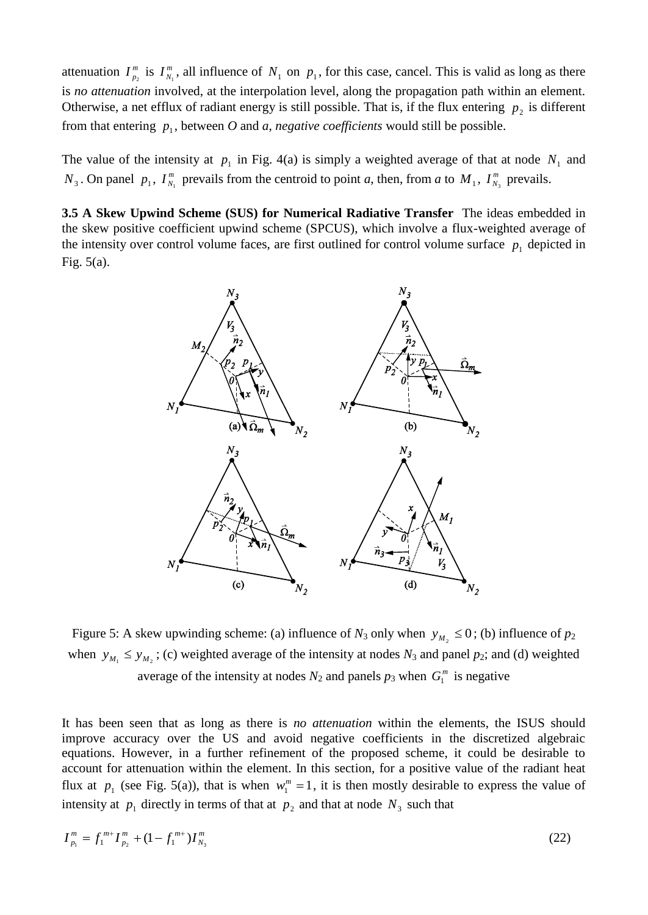attenuation $I^m_{p_2}$ is $I^m_{N_1}$, all influence of $N_1$ on $p_1$, for this case, cancel. This is valid as long as there is *no attenuation* involved, at the interpolation level, along the propagation path within an element. Otherwise, a net efflux of radiant energy is still possible. That is, if the flux entering $p_2$ is different from that entering $p_1$, between *O* and *a*, *negative coefficients* would still be possible.

The value of the intensity at $p_1$ in Fig. 4(a) is simply a weighted average of that at node $N_1$ and $N_3$. On panel $p_1$, $I^m_{N_1}$ prevails from the centroid to point *a*, then, from *a* to $M_1$, $I^m_{N_3}$ prevails.

**3.5 A Skew Upwind Scheme (SUS) for Numerical Radiative Transfer** The ideas embedded in the skew positive coefficient upwind scheme (SPCUS), which involve a flux-weighted average of the intensity over control volume faces, are first outlined for control volume surface $p_1$ depicted in Fig. 5(a).

Figure 5: A skew upwinding scheme: (a) influence of $N_3$ only when $y_{M_2} \leq 0$; (b) influence of $p_2$ when $y_{M_1} \leq y_{M_2}$; (c) weighted average of the intensity at nodes $N_3$ and panel $p_2$; and (d) weighted average of the intensity at nodes $N_2$ and panels $p_3$ when $G^m_1$ is negative

It has been seen that as long as there is *no attenuation* within the elements, the ISUS should improve accuracy over the US and avoid negative coefficients in the discretized algebraic equations. However, in a further refinement of the proposed scheme, it could be desirable to account for attenuation within the element. In this section, for a positive value of the radiant heat flux at $p_1$ (see Fig. 5(a)), that is when $w^m_1 = 1$, it is then mostly desirable to express the value of intensity at $p_1$ directly in terms of that at $p_2$ and that at node $N_3$ such that

$$I^m_{p_1} = f_1^{m+} I^m_{p_2} + (1 - f_1^{m+}) I^m_{N_3} \tag{22}$$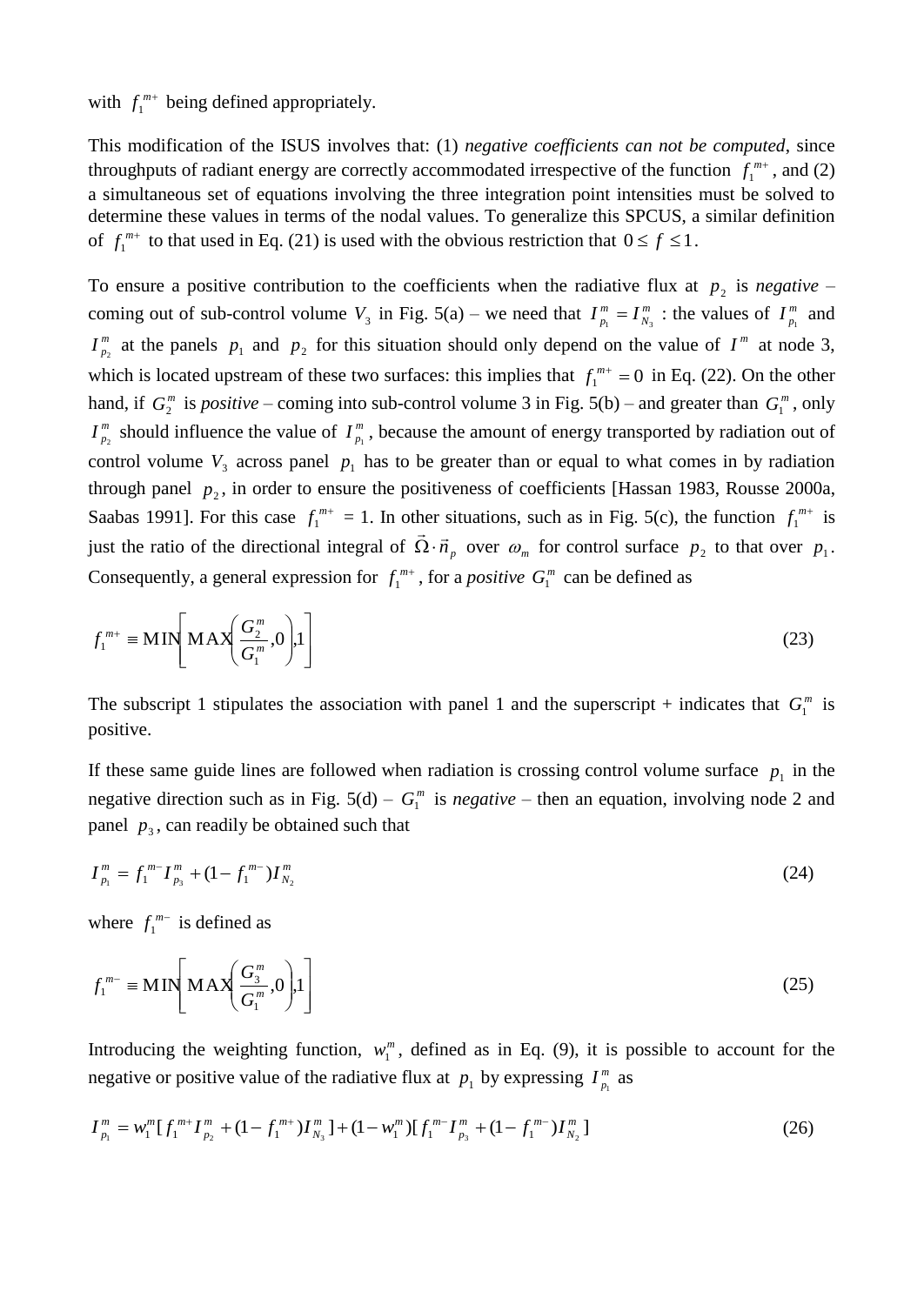with $f_1^{m+}$ being defined appropriately.

This modification of the ISUS involves that: (1) *negative coefficients can not be computed*, since throughputs of radiant energy are correctly accommodated irrespective of the function $f_1^{m+}$, and (2) a simultaneous set of equations involving the three integration point intensities must be solved to determine these values in terms of the nodal values. To generalize this SPCUS, a similar definition of $f_1^{m+}$ to that used in Eq. (21) is used with the obvious restriction that $0 \le f \le 1$.

To ensure a positive contribution to the coefficients when the radiative flux at $p_2$ is *negative* – coming out of sub-control volume $V_3$ in Fig. 5(a) – we need that $I_{p_1}^m = I_{N_3}^m$ : the values of $I_{p_1}^m$ and $I_{p_2}^m$ at the panels $p_1$ and $p_2$ for this situation should only depend on the value of $I^m$ at node 3, which is located upstream of these two surfaces: this implies that $f_1^{m+} = 0$ in Eq. (22). On the other hand, if $G_2^m$ is *positive* – coming into sub-control volume 3 in Fig. 5(b) – and greater than $G_1^m$, only $I_{p_2}^m$ should influence the value of $I_{p_1}^m$, because the amount of energy transported by radiation out of control volume $V_3$ across panel $p_1$ has to be greater than or equal to what comes in by radiation through panel $p_2$, in order to ensure the positiveness of coefficients [Hassan 1983, Rousse 2000a, Saabas 1991]. For this case $f_1^{m+}$ = 1. In other situations, such as in Fig. 5(c), the function $f_1^{m+}$ is just the ratio of the directional integral of $\vec{\Omega} \cdot \vec{n}_p$ over $\omega_m$ for control surface $p_2$ to that over $p_1$. Consequently, a general expression for $f_1^{m+}$, for a *positive* $G_1^m$ can be defined as

$$f_1^{m+} \equiv \mathrm{MIN}\left[\mathrm{MAX}\left(\frac{G_2^m}{G_1^m}, 0\right), 1\right] \tag{23}$$

The subscript 1 stipulates the association with panel 1 and the superscript + indicates that $G_1^m$ is positive.

If these same guide lines are followed when radiation is crossing control volume surface $p_1$ in the negative direction such as in Fig. 5(d) – $G_1^m$ is *negative* – then an equation, involving node 2 and panel $p_3$, can readily be obtained such that

$$I_{p_1}^m = f_1^{m-} I_{p_3}^m + (1 - f_1^{m-}) I_{N_2}^m \tag{24}$$

where $f_1^{m-}$ is defined as

$$f_1^{m-} \equiv \mathrm{MIN}\left[\mathrm{MAX}\left(\frac{G_3^m}{G_1^m}, 0\right), 1\right] \tag{25}$$

Introducing the weighting function, $w_1^m$, defined as in Eq. (9), it is possible to account for the negative or positive value of the radiative flux at $p_1$ by expressing $I_{p_1}^m$ as

$$I_{p_1}^m = w_1^m [f_1^{m+} I_{p_2}^m + (1 - f_1^{m+}) I_{N_3}^m] + (1 - w_1^m)[f_1^{m-} I_{p_3}^m + (1 - f_1^{m-}) I_{N_2}^m] \tag{26}$$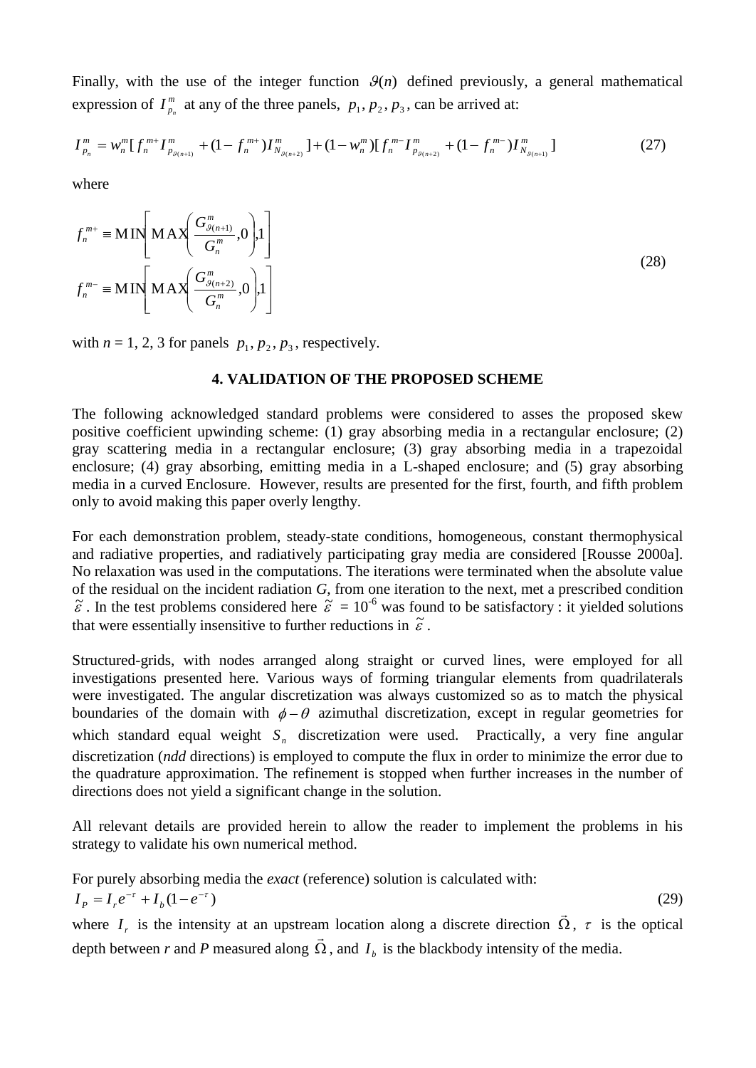Finally, with the use of the integer function $\vartheta(n)$ defined previously, a general mathematical expression of $I_{p_n}^m$ at any of the three panels, $p_1, p_2, p_3$, can be arrived at:

$$I_{p_n}^m = w_n^m [f_n^{m+} I_{p_{\vartheta(n+1)}}^m + (1 - f_n^{m+}) I_{N_{\vartheta(n+2)}}^m] + (1 - w_n^m)[f_n^{m-} I_{p_{\vartheta(n+2)}}^m + (1 - f_n^{m-}) I_{N_{\vartheta(n+1)}}^m] \tag{27}$$

where

$$\begin{aligned} f_n^{m+} &\equiv \mathrm{MIN}\left[\mathrm{MAX}\left(\frac{G_{\vartheta(n+1)}^m}{G_n^m}, 0\right), 1\right] \\ f_n^{m-} &\equiv \mathrm{MIN}\left[\mathrm{MAX}\left(\frac{G_{\vartheta(n+2)}^m}{G_n^m}, 0\right), 1\right] \end{aligned} \tag{28}$$

with $n$ = 1, 2, 3 for panels $p_1, p_2, p_3$, respectively.

## 4. VALIDATION OF THE PROPOSED SCHEME

The following acknowledged standard problems were considered to asses the proposed skew positive coefficient upwinding scheme: (1) gray absorbing media in a rectangular enclosure; (2) gray scattering media in a rectangular enclosure; (3) gray absorbing media in a trapezoidal enclosure; (4) gray absorbing, emitting media in a L-shaped enclosure; and (5) gray absorbing media in a curved Enclosure. However, results are presented for the first, fourth, and fifth problem only to avoid making this paper overly lengthy.

For each demonstration problem, steady-state conditions, homogeneous, constant thermophysical and radiative properties, and radiatively participating gray media are considered [Rousse 2000a]. No relaxation was used in the computations. The iterations were terminated when the absolute value of the residual on the incident radiation *G*, from one iteration to the next, met a prescribed condition $\tilde{\varepsilon}$. In the test problems considered here $\tilde{\varepsilon} = 10^{-6}$ was found to be satisfactory : it yielded solutions that were essentially insensitive to further reductions in $\tilde{\varepsilon}$.

Structured-grids, with nodes arranged along straight or curved lines, were employed for all investigations presented here. Various ways of forming triangular elements from quadrilaterals were investigated. The angular discretization was always customized so as to match the physical boundaries of the domain with $\phi - \theta$ azimuthal discretization, except in regular geometries for which standard equal weight $S_n$ discretization were used. Practically, a very fine angular discretization (*ndd* directions) is employed to compute the flux in order to minimize the error due to the quadrature approximation. The refinement is stopped when further increases in the number of directions does not yield a significant change in the solution.

All relevant details are provided herein to allow the reader to implement the problems in his strategy to validate his own numerical method.

For purely absorbing media the *exact* (reference) solution is calculated with:

$$I_P = I_r e^{-\tau} + I_b(1 - e^{-\tau}) \tag{29}$$

where $I_r$ is the intensity at an upstream location along a discrete direction $\vec{\Omega}$, $\tau$ is the optical depth between *r* and *P* measured along $\vec{\Omega}$, and $I_b$ is the blackbody intensity of the media.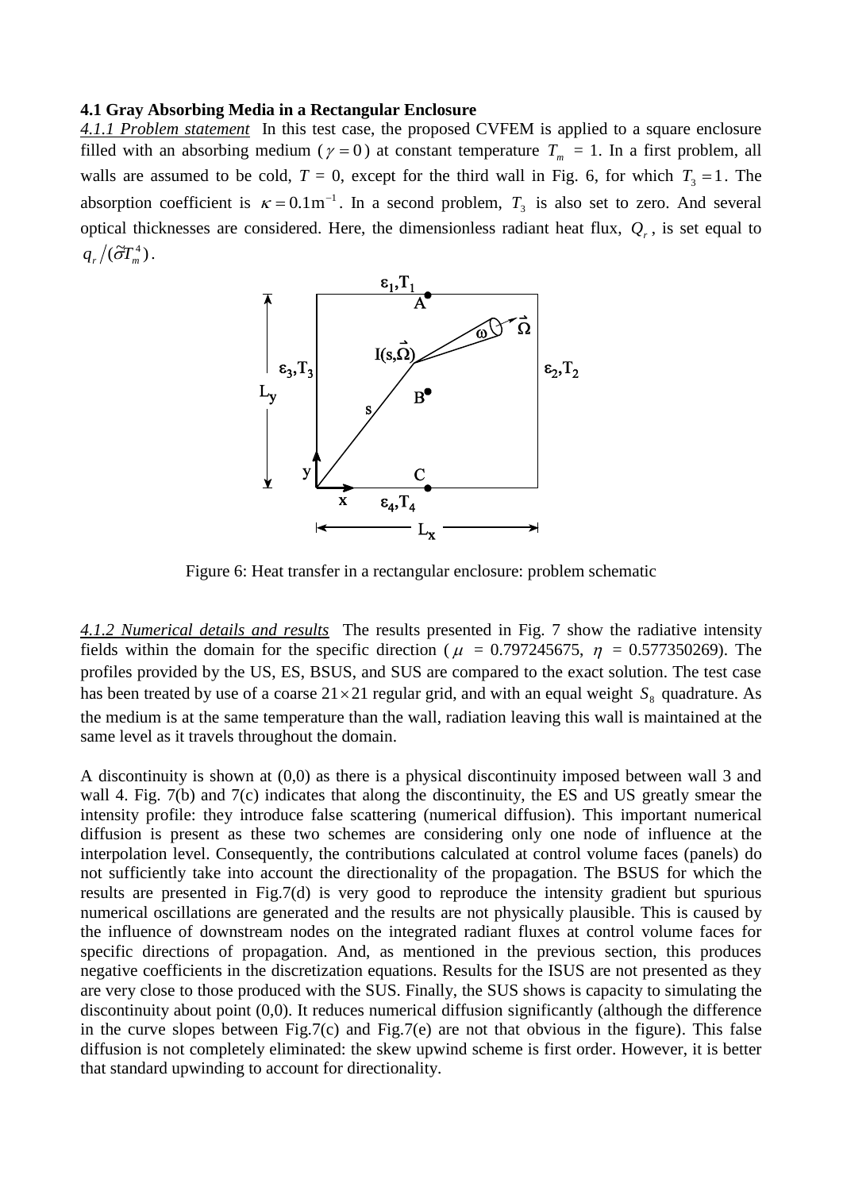### 4.1 Gray Absorbing Media in a Rectangular Enclosure

*4.1.1 Problem statement* In this test case, the proposed CVFEM is applied to a square enclosure filled with an absorbing medium ($\gamma = 0$) at constant temperature $T_m$ = 1. In a first problem, all walls are assumed to be cold, $T$ = 0, except for the third wall in Fig. 6, for which $T_3 = 1$. The absorption coefficient is $\kappa = 0.1\text{m}^{-1}$. In a second problem, $T_3$ is also set to zero. And several optical thicknesses are considered. Here, the dimensionless radiant heat flux, $Q_r$, is set equal to $q_r / (\tilde{\sigma} T_m^4)$.

Figure 6: Heat transfer in a rectangular enclosure: problem schematic

*4.1.2 Numerical details and results* The results presented in Fig. 7 show the radiative intensity fields within the domain for the specific direction ($\mu$ = 0.797245675, $\eta$ = 0.577350269). The profiles provided by the US, ES, BSUS, and SUS are compared to the exact solution. The test case has been treated by use of a coarse $21 \times 21$ regular grid, and with an equal weight $S_8$ quadrature. As the medium is at the same temperature than the wall, radiation leaving this wall is maintained at the same level as it travels throughout the domain.

A discontinuity is shown at (0,0) as there is a physical discontinuity imposed between wall 3 and wall 4. Fig. 7(b) and 7(c) indicates that along the discontinuity, the ES and US greatly smear the intensity profile: they introduce false scattering (numerical diffusion). This important numerical diffusion is present as these two schemes are considering only one node of influence at the interpolation level. Consequently, the contributions calculated at control volume faces (panels) do not sufficiently take into account the directionality of the propagation. The BSUS for which the results are presented in Fig.7(d) is very good to reproduce the intensity gradient but spurious numerical oscillations are generated and the results are not physically plausible. This is caused by the influence of downstream nodes on the integrated radiant fluxes at control volume faces for specific directions of propagation. And, as mentioned in the previous section, this produces negative coefficients in the discretization equations. Results for the ISUS are not presented as they are very close to those produced with the SUS. Finally, the SUS shows is capacity to simulating the discontinuity about point (0,0). It reduces numerical diffusion significantly (although the difference in the curve slopes between Fig.7(c) and Fig.7(e) are not that obvious in the figure). This false diffusion is not completely eliminated: the skew upwind scheme is first order. However, it is better that standard upwinding to account for directionality.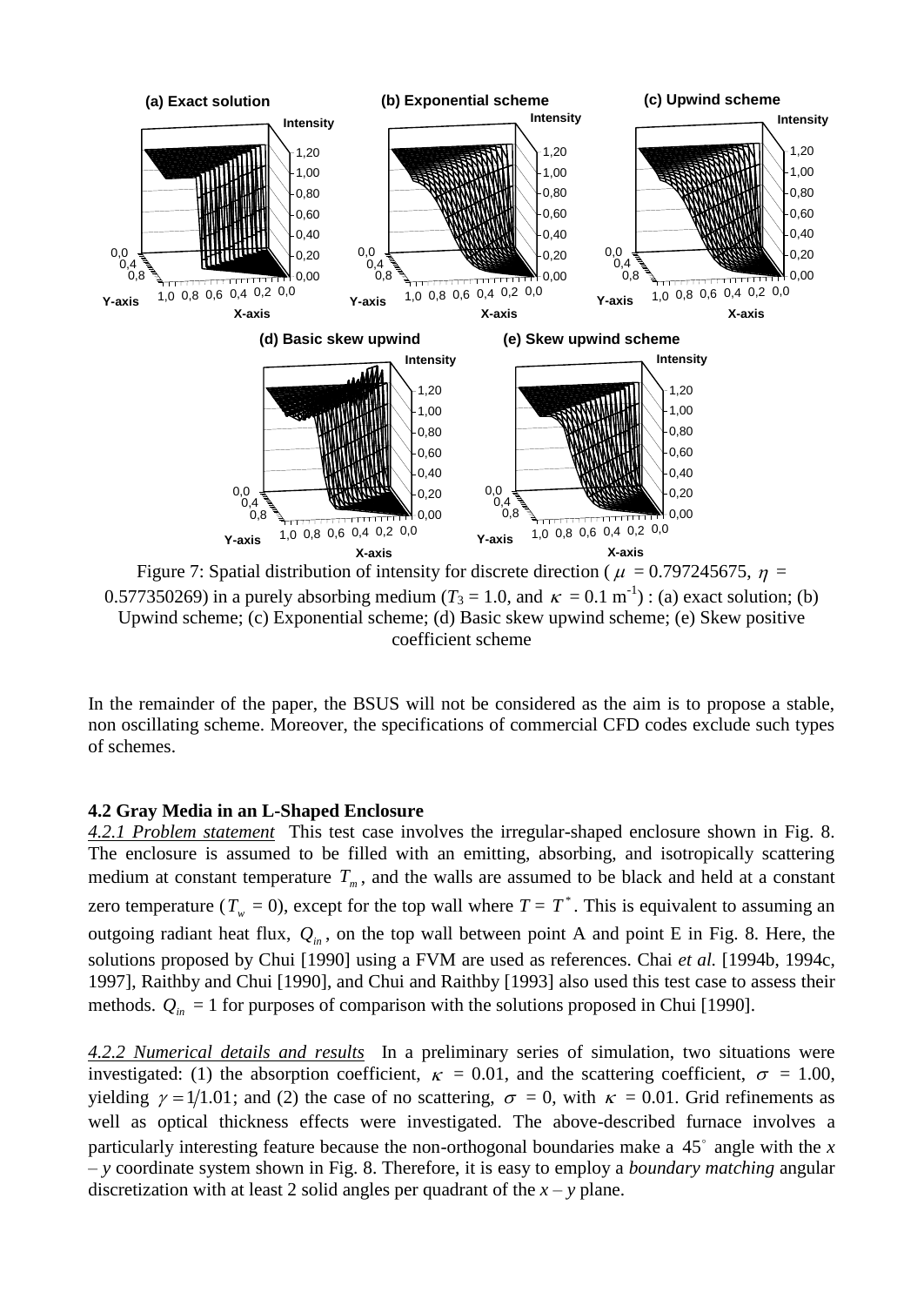Figure 7: Spatial distribution of intensity for discrete direction ( $\mu$ = 0.797245675, $\eta$ = 0.577350269) in a purely absorbing medium ($T_3$ = 1.0, and $\kappa$ = 0.1 m$^{-1}$) : (a) exact solution; (b) Upwind scheme; (c) Exponential scheme; (d) Basic skew upwind scheme; (e) Skew positive coefficient scheme

In the remainder of the paper, the BSUS will not be considered as the aim is to propose a stable, non oscillating scheme. Moreover, the specifications of commercial CFD codes exclude such types of schemes.

### 4.2 Gray Media in an L-Shaped Enclosure

*4.2.1 Problem statement* This test case involves the irregular-shaped enclosure shown in Fig. 8. The enclosure is assumed to be filled with an emitting, absorbing, and isotropically scattering medium at constant temperature $T_m$, and the walls are assumed to be black and held at a constant zero temperature ($T_w$ = 0), except for the top wall where $T = T^*$. This is equivalent to assuming an outgoing radiant heat flux, $Q_{in}$, on the top wall between point A and point E in Fig. 8. Here, the solutions proposed by Chui [1990] using a FVM are used as references. Chai *et al.* [1994b, 1994c, 1997], Raithby and Chui [1990], and Chui and Raithby [1993] also used this test case to assess their methods. $Q_{in}$ = 1 for purposes of comparison with the solutions proposed in Chui [1990].

*4.2.2 Numerical details and results* In a preliminary series of simulation, two situations were investigated: (1) the absorption coefficient, $\kappa$ = 0.01, and the scattering coefficient, $\sigma$ = 1.00, yielding $\gamma = 1/1.01$; and (2) the case of no scattering, $\sigma$ = 0, with $\kappa$ = 0.01. Grid refinements as well as optical thickness effects were investigated. The above-described furnace involves a particularly interesting feature because the non-orthogonal boundaries make a $45^\circ$ angle with the *x* – *y* coordinate system shown in Fig. 8. Therefore, it is easy to employ a *boundary matching* angular discretization with at least 2 solid angles per quadrant of the *x* – *y* plane.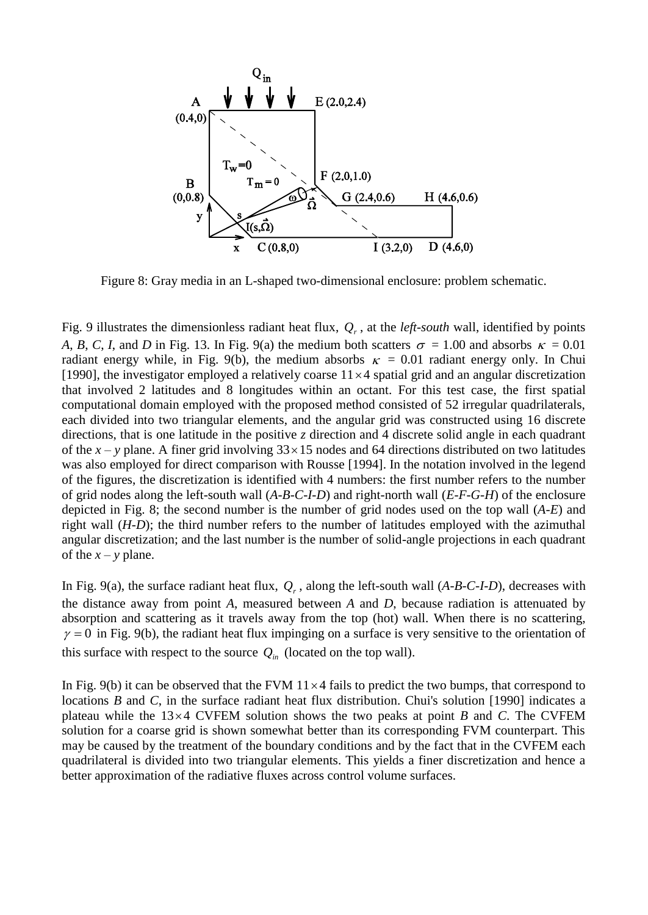Figure 8: Gray media in an L-shaped two-dimensional enclosure: problem schematic.

Fig. 9 illustrates the dimensionless radiant heat flux, $Q_r$, at the *left-south* wall, identified by points *A*, *B*, *C*, *I*, and *D* in Fig. 13. In Fig. 9(a) the medium both scatters $\sigma$ = 1.00 and absorbs $\kappa$ = 0.01 radiant energy while, in Fig. 9(b), the medium absorbs $\kappa$ = 0.01 radiant energy only. In Chui [1990], the investigator employed a relatively coarse $11\times 4$ spatial grid and an angular discretization that involved 2 latitudes and 8 longitudes within an octant. For this test case, the first spatial computational domain employed with the proposed method consisted of 52 irregular quadrilaterals, each divided into two triangular elements, and the angular grid was constructed using 16 discrete directions, that is one latitude in the positive *z* direction and 4 discrete solid angle in each quadrant of the *x* – *y* plane. A finer grid involving $33\times 15$ nodes and 64 directions distributed on two latitudes was also employed for direct comparison with Rousse [1994]. In the notation involved in the legend of the figures, the discretization is identified with 4 numbers: the first number refers to the number of grid nodes along the left-south wall (*A*-*B*-*C*-*I*-*D*) and right-north wall (*E*-*F*-*G*-*H*) of the enclosure depicted in Fig. 8; the second number is the number of grid nodes used on the top wall (*A*-*E*) and right wall (*H*-*D*); the third number refers to the number of latitudes employed with the azimuthal angular discretization; and the last number is the number of solid-angle projections in each quadrant of the *x* – *y* plane.

In Fig. 9(a), the surface radiant heat flux, $Q_r$, along the left-south wall (*A*-*B*-*C*-*I*-*D*), decreases with the distance away from point *A*, measured between *A* and *D*, because radiation is attenuated by absorption and scattering as it travels away from the top (hot) wall. When there is no scattering, $\gamma = 0$ in Fig. 9(b), the radiant heat flux impinging on a surface is very sensitive to the orientation of this surface with respect to the source $Q_{in}$ (located on the top wall).

In Fig. 9(b) it can be observed that the FVM $11\times 4$ fails to predict the two bumps, that correspond to locations *B* and *C*, in the surface radiant heat flux distribution. Chui's solution [1990] indicates a plateau while the $13\times 4$ CVFEM solution shows the two peaks at point *B* and *C*. The CVFEM solution for a coarse grid is shown somewhat better than its corresponding FVM counterpart. This may be caused by the treatment of the boundary conditions and by the fact that in the CVFEM each quadrilateral is divided into two triangular elements. This yields a finer discretization and hence a better approximation of the radiative fluxes across control volume surfaces.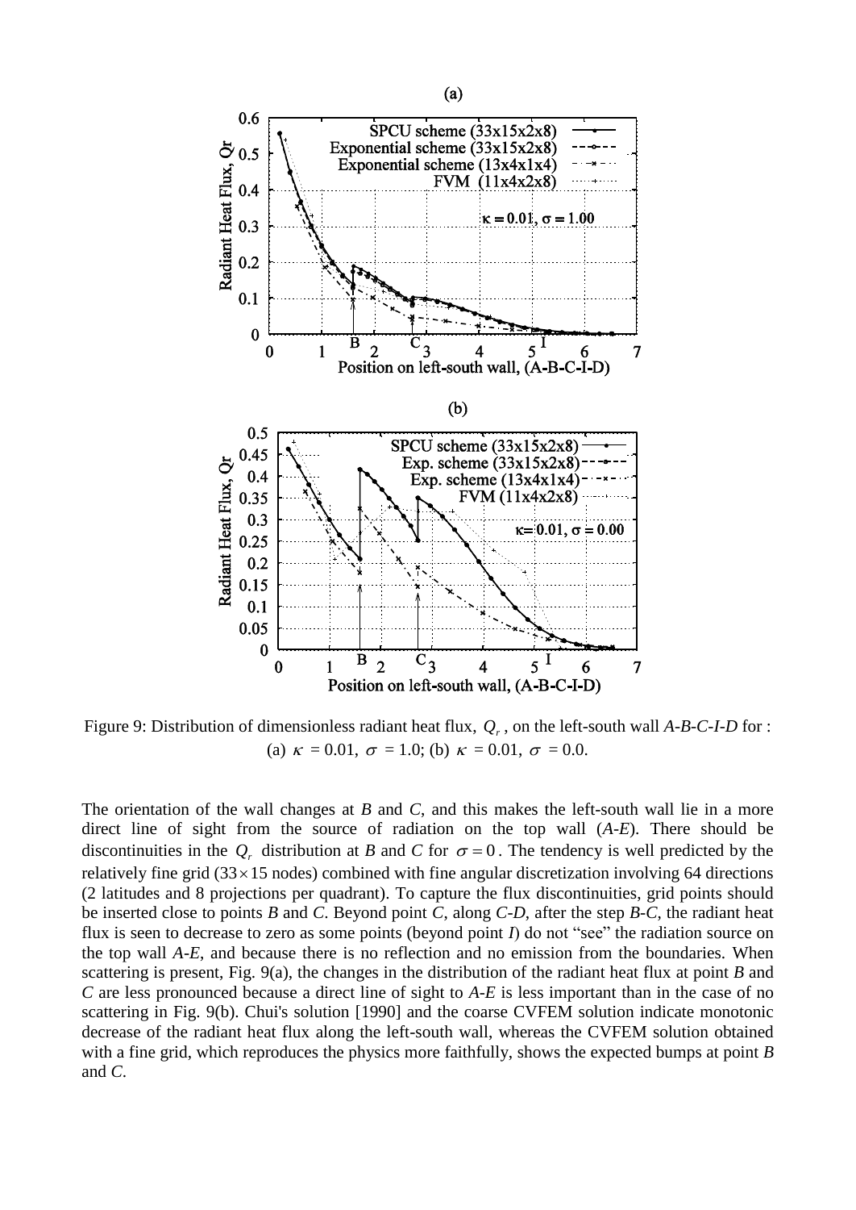Figure 9: Distribution of dimensionless radiant heat flux, $Q_r$, on the left-south wall *A-B-C-I-D* for : (a) $\kappa$ = 0.01, $\sigma$ = 1.0; (b) $\kappa$ = 0.01, $\sigma$ = 0.0.

The orientation of the wall changes at *B* and *C*, and this makes the left-south wall lie in a more direct line of sight from the source of radiation on the top wall (*A-E*). There should be discontinuities in the $Q_r$ distribution at *B* and *C* for $\sigma = 0$. The tendency is well predicted by the relatively fine grid ($33 \times 15$ nodes) combined with fine angular discretization involving 64 directions (2 latitudes and 8 projections per quadrant). To capture the flux discontinuities, grid points should be inserted close to points *B* and *C*. Beyond point *C*, along *C-D*, after the step *B-C*, the radiant heat flux is seen to decrease to zero as some points (beyond point *I*) do not "see" the radiation source on the top wall *A-E*, and because there is no reflection and no emission from the boundaries. When scattering is present, Fig. 9(a), the changes in the distribution of the radiant heat flux at point *B* and *C* are less pronounced because a direct line of sight to *A-E* is less important than in the case of no scattering in Fig. 9(b). Chui's solution [1990] and the coarse CVFEM solution indicate monotonic decrease of the radiant heat flux along the left-south wall, whereas the CVFEM solution obtained with a fine grid, which reproduces the physics more faithfully, shows the expected bumps at point *B* and *C*.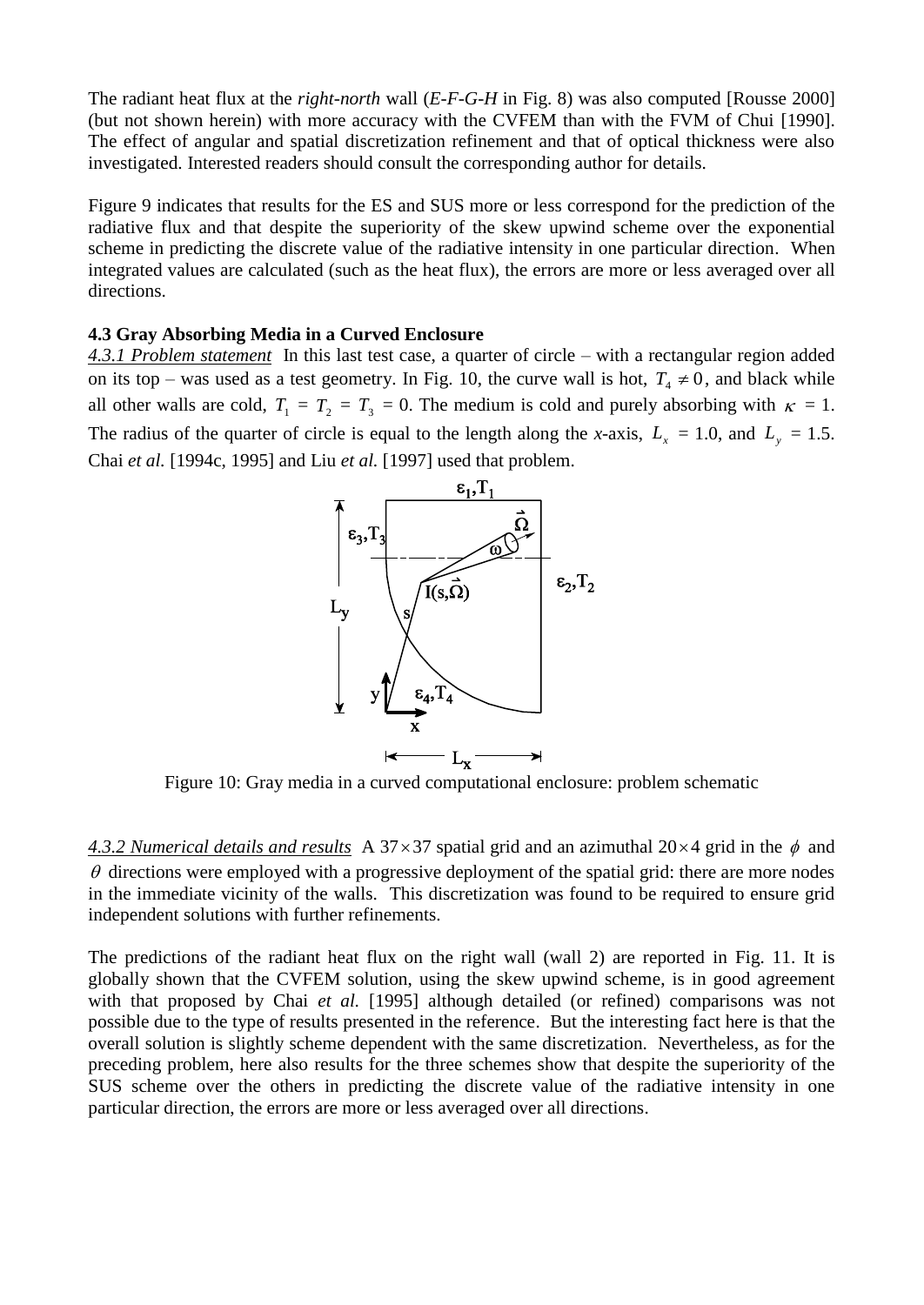The radiant heat flux at the *right-north* wall (*E-F-G-H* in Fig. 8) was also computed [Rousse 2000] (but not shown herein) with more accuracy with the CVFEM than with the FVM of Chui [1990]. The effect of angular and spatial discretization refinement and that of optical thickness were also investigated. Interested readers should consult the corresponding author for details.

Figure 9 indicates that results for the ES and SUS more or less correspond for the prediction of the radiative flux and that despite the superiority of the skew upwind scheme over the exponential scheme in predicting the discrete value of the radiative intensity in one particular direction. When integrated values are calculated (such as the heat flux), the errors are more or less averaged over all directions.

### 4.3 Gray Absorbing Media in a Curved Enclosure

*4.3.1 Problem statement* In this last test case, a quarter of circle – with a rectangular region added on its top – was used as a test geometry. In Fig. 10, the curve wall is hot, $T_4 \neq 0$, and black while all other walls are cold, $T_1 = T_2 = T_3 = 0$. The medium is cold and purely absorbing with $\kappa = 1$. The radius of the quarter of circle is equal to the length along the *x*-axis, $L_x = 1.0$, and $L_y = 1.5$. Chai *et al.* [1994c, 1995] and Liu *et al.* [1997] used that problem.

Figure 10: Gray media in a curved computational enclosure: problem schematic

*4.3.2 Numerical details and results* A $37 \times 37$ spatial grid and an azimuthal $20 \times 4$ grid in the $\phi$ and $\theta$ directions were employed with a progressive deployment of the spatial grid: there are more nodes in the immediate vicinity of the walls. This discretization was found to be required to ensure grid independent solutions with further refinements.

The predictions of the radiant heat flux on the right wall (wall 2) are reported in Fig. 11. It is globally shown that the CVFEM solution, using the skew upwind scheme, is in good agreement with that proposed by Chai *et al.* [1995] although detailed (or refined) comparisons was not possible due to the type of results presented in the reference. But the interesting fact here is that the overall solution is slightly scheme dependent with the same discretization. Nevertheless, as for the preceding problem, here also results for the three schemes show that despite the superiority of the SUS scheme over the others in predicting the discrete value of the radiative intensity in one particular direction, the errors are more or less averaged over all directions.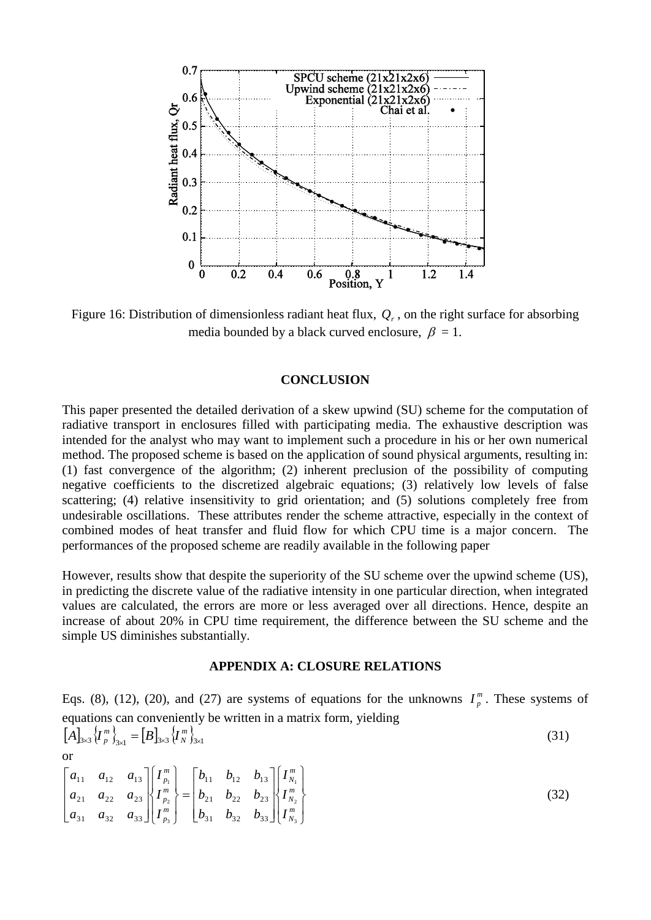Figure 16: Distribution of dimensionless radiant heat flux, $Q_r$, on the right surface for absorbing media bounded by a black curved enclosure, $\beta$ = 1.

## CONCLUSION

This paper presented the detailed derivation of a skew upwind (SU) scheme for the computation of radiative transport in enclosures filled with participating media. The exhaustive description was intended for the analyst who may want to implement such a procedure in his or her own numerical method. The proposed scheme is based on the application of sound physical arguments, resulting in: (1) fast convergence of the algorithm; (2) inherent preclusion of the possibility of computing negative coefficients to the discretized algebraic equations; (3) relatively low levels of false scattering; (4) relative insensitivity to grid orientation; and (5) solutions completely free from undesirable oscillations. These attributes render the scheme attractive, especially in the context of combined modes of heat transfer and fluid flow for which CPU time is a major concern. The performances of the proposed scheme are readily available in the following paper

However, results show that despite the superiority of the SU scheme over the upwind scheme (US), in predicting the discrete value of the radiative intensity in one particular direction, when integrated values are calculated, the errors are more or less averaged over all directions. Hence, despite an increase of about 20% in CPU time requirement, the difference between the SU scheme and the simple US diminishes substantially.

## APPENDIX A: CLOSURE RELATIONS

Eqs. (8), (12), (20), and (27) are systems of equations for the unknowns $I_p^m$. These systems of equations can conveniently be written in a matrix form, yielding

$$[A]_{3\times3}\{I_p^m\}_{3\times1} = [B]_{3\times3}\{I_N^m\}_{3\times1} \tag{31}$$

or

$$\begin{bmatrix} a_{11} & a_{12} & a_{13} \\ a_{21} & a_{22} & a_{23} \\ a_{31} & a_{32} & a_{33} \end{bmatrix} \begin{Bmatrix} I_{p_1}^m \\ I_{p_2}^m \\ I_{p_3}^m \end{Bmatrix} = \begin{bmatrix} b_{11} & b_{12} & b_{13} \\ b_{21} & b_{22} & b_{23} \\ b_{31} & b_{32} & b_{33} \end{bmatrix} \begin{Bmatrix} I_{N_1}^m \\ I_{N_2}^m \\ I_{N_3}^m \end{Bmatrix} \tag{32}$$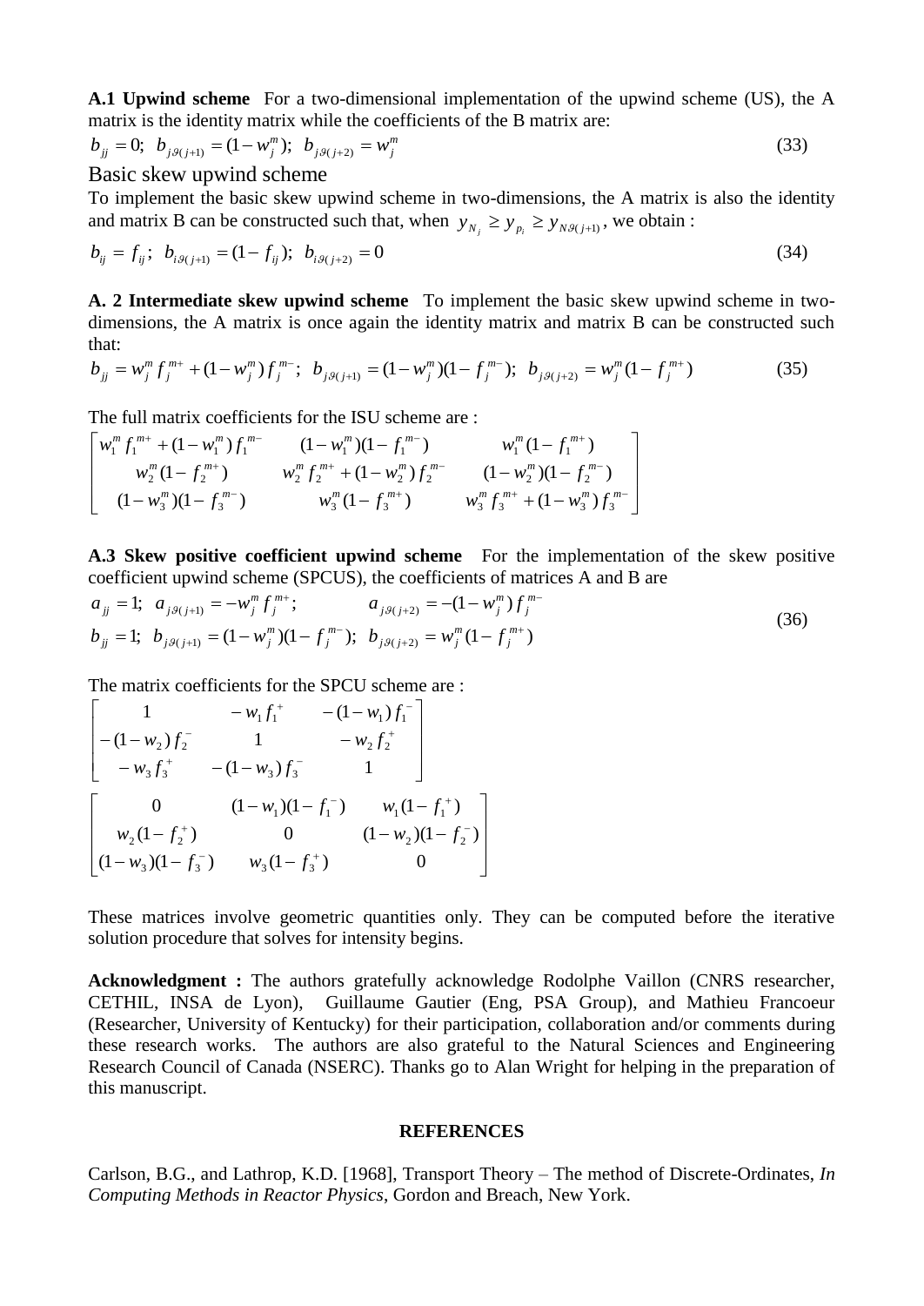**A.1 Upwind scheme** For a two-dimensional implementation of the upwind scheme (US), the A matrix is the identity matrix while the coefficients of the B matrix are:

$$b_{jj} = 0;\;\; b_{j\vartheta(j+1)} = (1 - w_j^m);\;\; b_{j\vartheta(j+2)} = w_j^m \tag{33}$$

Basic skew upwind scheme

To implement the basic skew upwind scheme in two-dimensions, the A matrix is also the identity and matrix B can be constructed such that, when $y_{N_j} \geq y_{p_i} \geq y_{N\vartheta(j+1)}$, we obtain :

$$b_{ij} = f_{ij};\;\; b_{i\vartheta(j+1)} = (1 - f_{ij});\;\; b_{i\vartheta(j+2)} = 0 \tag{34}$$

**A. 2 Intermediate skew upwind scheme** To implement the basic skew upwind scheme in two-dimensions, the A matrix is once again the identity matrix and matrix B can be constructed such that:

$$b_{jj} = w_j^m f_j^{m+} + (1 - w_j^m) f_j^{m-};\;\; b_{j\vartheta(j+1)} = (1 - w_j^m)(1 - f_j^{m-});\;\; b_{j\vartheta(j+2)} = w_j^m (1 - f_j^{m+}) \tag{35}$$

The full matrix coefficients for the ISU scheme are :

$$\begin{bmatrix} w_1^m f_1^{m+} + (1 - w_1^m) f_1^{m-} & (1 - w_1^m)(1 - f_1^{m-}) & w_1^m (1 - f_1^{m+}) \\ w_2^m (1 - f_2^{m+}) & w_2^m f_2^{m+} + (1 - w_2^m) f_2^{m-} & (1 - w_2^m)(1 - f_2^{m-}) \\ (1 - w_3^m)(1 - f_3^{m-}) & w_3^m (1 - f_3^{m+}) & w_3^m f_3^{m+} + (1 - w_3^m) f_3^{m-} \end{bmatrix}$$

**A.3 Skew positive coefficient upwind scheme** For the implementation of the skew positive coefficient upwind scheme (SPCUS), the coefficients of matrices A and B are

$$\begin{aligned} a_{jj} &= 1;\;\; a_{j\vartheta(j+1)} = -w_j^m f_j^{m+}; \qquad a_{j\vartheta(j+2)} = -(1 - w_j^m) f_j^{m-} \\ b_{jj} &= 1;\;\; b_{j\vartheta(j+1)} = (1 - w_j^m)(1 - f_j^{m-});\;\; b_{j\vartheta(j+2)} = w_j^m (1 - f_j^{m+}) \end{aligned} \tag{36}$$

The matrix coefficients for the SPCU scheme are :

$$\begin{bmatrix} 1 & -w_1 f_1^{+} & -(1 - w_1) f_1^{-} \\ -(1 - w_2) f_2^{-} & 1 & -w_2 f_2^{+} \\ -w_3 f_3^{+} & -(1 - w_3) f_3^{-} & 1 \end{bmatrix}$$

$$\begin{bmatrix} 0 & (1 - w_1)(1 - f_1^{-}) & w_1 (1 - f_1^{+}) \\ w_2 (1 - f_2^{+}) & 0 & (1 - w_2)(1 - f_2^{-}) \\ (1 - w_3)(1 - f_3^{-}) & w_3 (1 - f_3^{+}) & 0 \end{bmatrix}$$

These matrices involve geometric quantities only. They can be computed before the iterative solution procedure that solves for intensity begins.

**Acknowledgment :** The authors gratefully acknowledge Rodolphe Vaillon (CNRS researcher, CETHIL, INSA de Lyon), Guillaume Gautier (Eng, PSA Group), and Mathieu Francoeur (Researcher, University of Kentucky) for their participation, collaboration and/or comments during these research works. The authors are also grateful to the Natural Sciences and Engineering Research Council of Canada (NSERC). Thanks go to Alan Wright for helping in the preparation of this manuscript.

## REFERENCES

Carlson, B.G., and Lathrop, K.D. [1968], Transport Theory – The method of Discrete-Ordinates, *In Computing Methods in Reactor Physics*, Gordon and Breach, New York.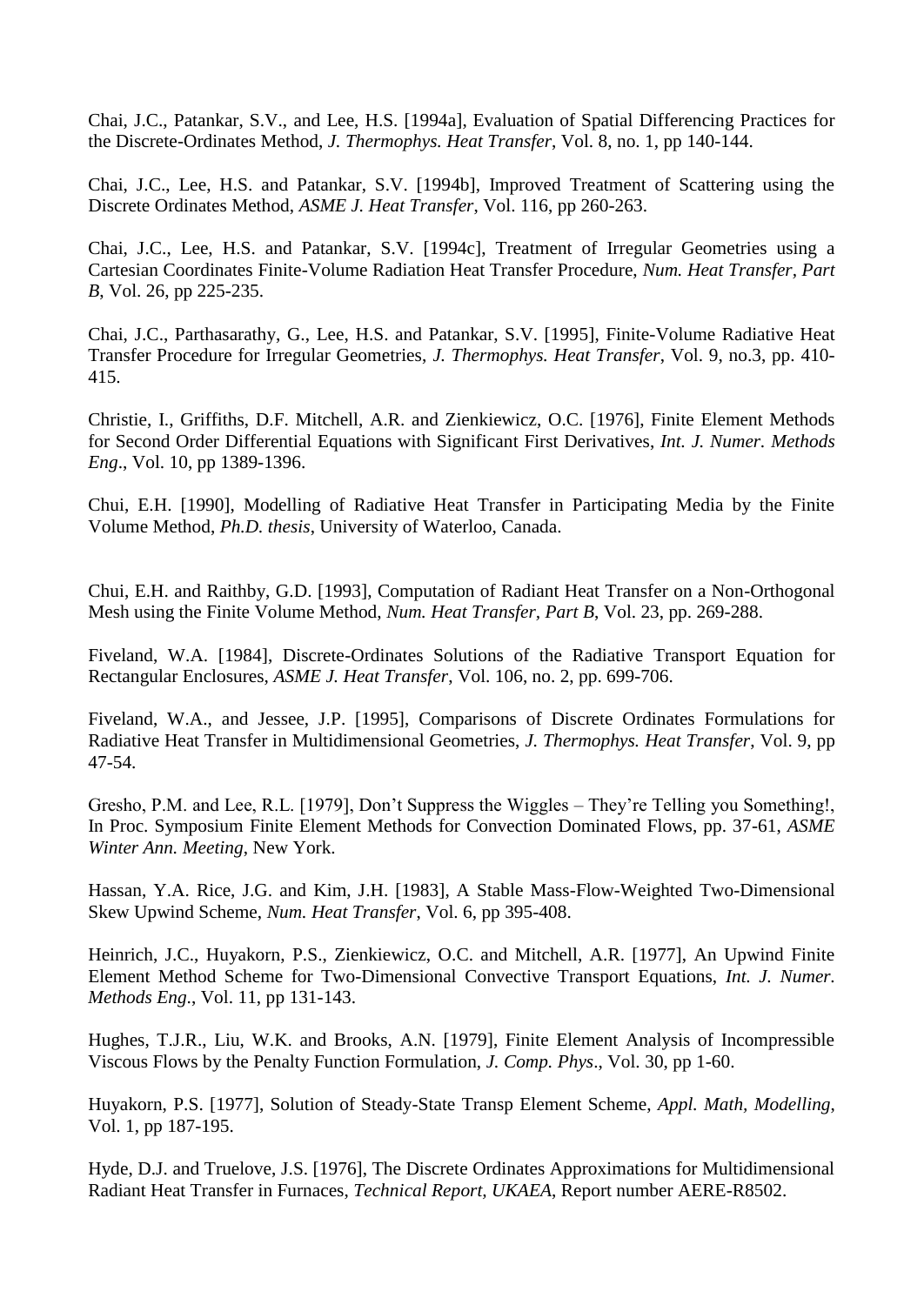Chai, J.C., Patankar, S.V., and Lee, H.S. [1994a], Evaluation of Spatial Differencing Practices for the Discrete-Ordinates Method, *J. Thermophys. Heat Transfer*, Vol. 8, no. 1, pp 140-144.

Chai, J.C., Lee, H.S. and Patankar, S.V. [1994b], Improved Treatment of Scattering using the Discrete Ordinates Method, *ASME J. Heat Transfer*, Vol. 116, pp 260-263.

Chai, J.C., Lee, H.S. and Patankar, S.V. [1994c], Treatment of Irregular Geometries using a Cartesian Coordinates Finite-Volume Radiation Heat Transfer Procedure, *Num. Heat Transfer, Part B*, Vol. 26, pp 225-235.

Chai, J.C., Parthasarathy, G., Lee, H.S. and Patankar, S.V. [1995], Finite-Volume Radiative Heat Transfer Procedure for Irregular Geometries, *J. Thermophys. Heat Transfer*, Vol. 9, no.3, pp. 410-415.

Christie, I., Griffiths, D.F. Mitchell, A.R. and Zienkiewicz, O.C. [1976], Finite Element Methods for Second Order Differential Equations with Significant First Derivatives, *Int. J. Numer. Methods Eng*., Vol. 10, pp 1389-1396.

Chui, E.H. [1990], Modelling of Radiative Heat Transfer in Participating Media by the Finite Volume Method, *Ph.D. thesis*, University of Waterloo, Canada.

Chui, E.H. and Raithby, G.D. [1993], Computation of Radiant Heat Transfer on a Non-Orthogonal Mesh using the Finite Volume Method, *Num. Heat Transfer, Part B*, Vol. 23, pp. 269-288.

Fiveland, W.A. [1984], Discrete-Ordinates Solutions of the Radiative Transport Equation for Rectangular Enclosures, *ASME J. Heat Transfer*, Vol. 106, no. 2, pp. 699-706.

Fiveland, W.A., and Jessee, J.P. [1995], Comparisons of Discrete Ordinates Formulations for Radiative Heat Transfer in Multidimensional Geometries, *J. Thermophys. Heat Transfer*, Vol. 9, pp 47-54.

Gresho, P.M. and Lee, R.L. [1979], Don't Suppress the Wiggles – They're Telling you Something!, In Proc. Symposium Finite Element Methods for Convection Dominated Flows, pp. 37-61, *ASME Winter Ann. Meeting*, New York.

Hassan, Y.A. Rice, J.G. and Kim, J.H. [1983], A Stable Mass-Flow-Weighted Two-Dimensional Skew Upwind Scheme, *Num. Heat Transfer*, Vol. 6, pp 395-408.

Heinrich, J.C., Huyakorn, P.S., Zienkiewicz, O.C. and Mitchell, A.R. [1977], An Upwind Finite Element Method Scheme for Two-Dimensional Convective Transport Equations, *Int. J. Numer. Methods Eng*., Vol. 11, pp 131-143.

Hughes, T.J.R., Liu, W.K. and Brooks, A.N. [1979], Finite Element Analysis of Incompressible Viscous Flows by the Penalty Function Formulation, *J. Comp. Phys*., Vol. 30, pp 1-60.

Huyakorn, P.S. [1977], Solution of Steady-State Transp Element Scheme, *Appl. Math, Modelling*, Vol. 1, pp 187-195.

Hyde, D.J. and Truelove, J.S. [1976], The Discrete Ordinates Approximations for Multidimensional Radiant Heat Transfer in Furnaces, *Technical Report, UKAEA*, Report number AERE-R8502.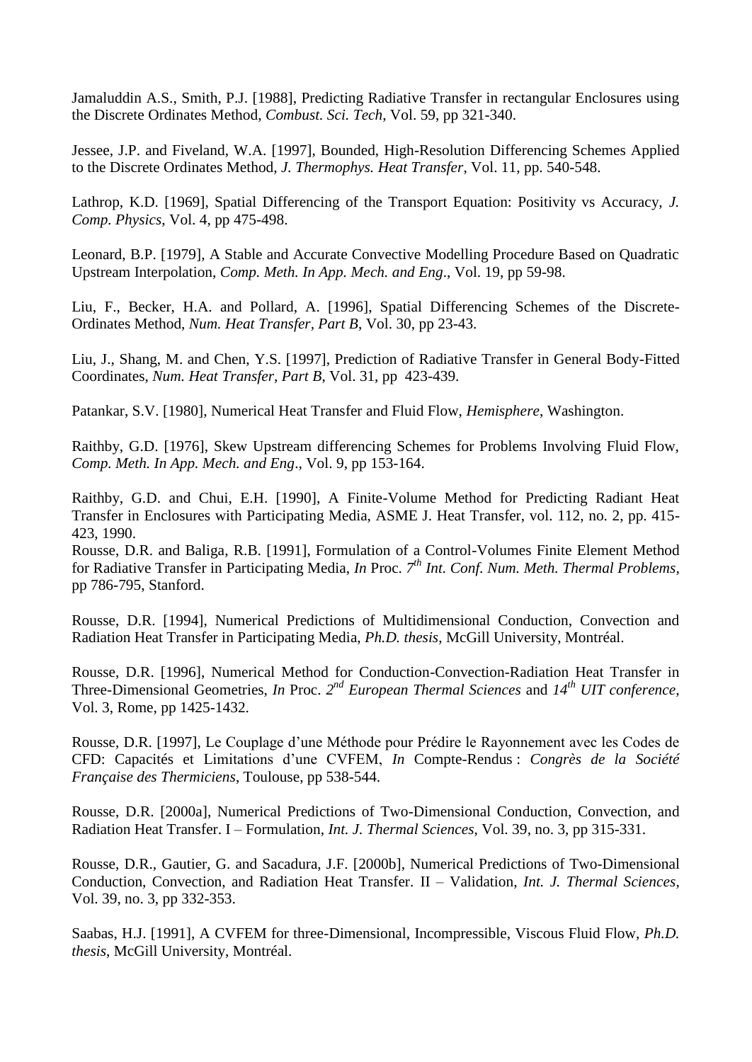Jamaluddin A.S., Smith, P.J. [1988], Predicting Radiative Transfer in rectangular Enclosures using the Discrete Ordinates Method, *Combust. Sci. Tech*, Vol. 59, pp 321-340.

Jessee, J.P. and Fiveland, W.A. [1997], Bounded, High-Resolution Differencing Schemes Applied to the Discrete Ordinates Method, *J. Thermophys. Heat Transfer*, Vol. 11, pp. 540-548.

Lathrop, K.D. [1969], Spatial Differencing of the Transport Equation: Positivity vs Accuracy, *J. Comp. Physics*, Vol. 4, pp 475-498.

Leonard, B.P. [1979], A Stable and Accurate Convective Modelling Procedure Based on Quadratic Upstream Interpolation, *Comp. Meth. In App. Mech. and Eng*., Vol. 19, pp 59-98.

Liu, F., Becker, H.A. and Pollard, A. [1996], Spatial Differencing Schemes of the Discrete-Ordinates Method, *Num. Heat Transfer, Part B*, Vol. 30, pp 23-43.

Liu, J., Shang, M. and Chen, Y.S. [1997], Prediction of Radiative Transfer in General Body-Fitted Coordinates, *Num. Heat Transfer, Part B*, Vol. 31, pp 423-439.

Patankar, S.V. [1980], Numerical Heat Transfer and Fluid Flow, *Hemisphere*, Washington.

Raithby, G.D. [1976], Skew Upstream differencing Schemes for Problems Involving Fluid Flow, *Comp. Meth. In App. Mech. and Eng*., Vol. 9, pp 153-164.

Raithby, G.D. and Chui, E.H. [1990], A Finite-Volume Method for Predicting Radiant Heat Transfer in Enclosures with Participating Media, ASME J. Heat Transfer, vol. 112, no. 2, pp. 415-423, 1990.

Rousse, D.R. and Baliga, R.B. [1991], Formulation of a Control-Volumes Finite Element Method for Radiative Transfer in Participating Media, *In* Proc. *7th Int. Conf. Num. Meth. Thermal Problems*, pp 786-795, Stanford.

Rousse, D.R. [1994], Numerical Predictions of Multidimensional Conduction, Convection and Radiation Heat Transfer in Participating Media, *Ph.D. thesis*, McGill University, Montréal.

Rousse, D.R. [1996], Numerical Method for Conduction-Convection-Radiation Heat Transfer in Three-Dimensional Geometries, *In* Proc. *2nd European Thermal Sciences* and *14th UIT conference*, Vol. 3, Rome, pp 1425-1432.

Rousse, D.R. [1997], Le Couplage d'une Méthode pour Prédire le Rayonnement avec les Codes de CFD: Capacités et Limitations d'une CVFEM, *In* Compte-Rendus : *Congrès de la Société Française des Thermiciens*, Toulouse, pp 538-544.

Rousse, D.R. [2000a], Numerical Predictions of Two-Dimensional Conduction, Convection, and Radiation Heat Transfer. I – Formulation, *Int. J. Thermal Sciences*, Vol. 39, no. 3, pp 315-331.

Rousse, D.R., Gautier, G. and Sacadura, J.F. [2000b], Numerical Predictions of Two-Dimensional Conduction, Convection, and Radiation Heat Transfer. II – Validation, *Int. J. Thermal Sciences*, Vol. 39, no. 3, pp 332-353.

Saabas, H.J. [1991], A CVFEM for three-Dimensional, Incompressible, Viscous Fluid Flow, *Ph.D. thesis*, McGill University, Montréal.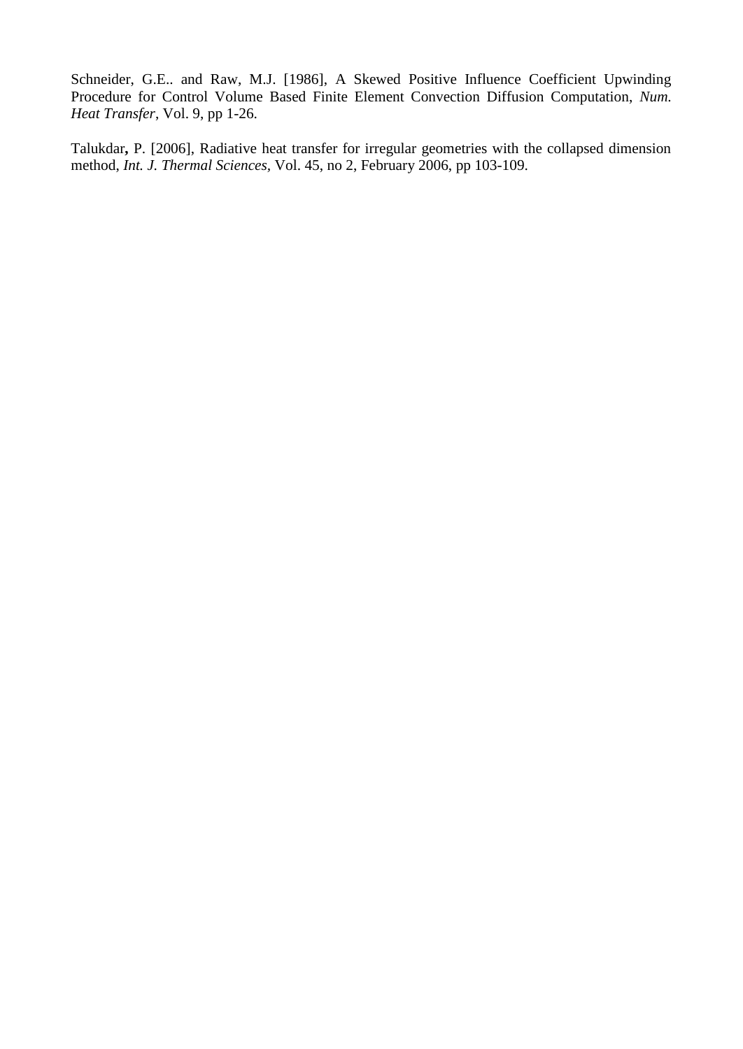Schneider, G.E.. and Raw, M.J. [1986], A Skewed Positive Influence Coefficient Upwinding Procedure for Control Volume Based Finite Element Convection Diffusion Computation, *Num. Heat Transfer*, Vol. 9, pp 1-26.

Talukdar**,** P. [2006], Radiative heat transfer for irregular geometries with the collapsed dimension method, *Int. J. Thermal Sciences*, Vol. 45, no 2, February 2006, pp 103-109.